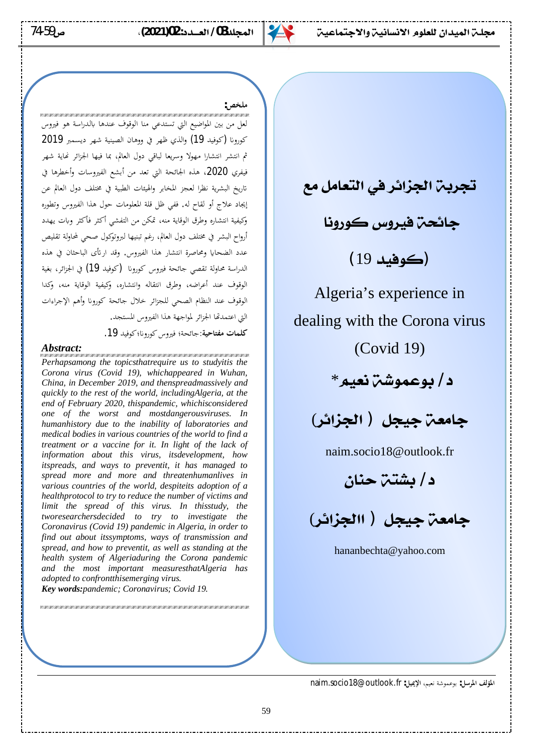# تجربة الجزائر في التعامل مع جائحة فيروس كورونا (كوفيد 19)

# Algeria's experience in dealing with the Corona virus (Covid 19)

**د / بوعموشة نعيم***

**جامعة جيجل ( الجزائر)**

naim.socio18@outlook.fr

**د / بشتة حنان**

**جامعة جيجل ( االجزائر)**

hananbechta@yahoo.com

**ملخص:**

لعل من بين المواضيع التي تستدعي منا الوقوف عندها بالدراسة هو فيروس كورونا (كوفيد 19) والذي ظهر في ووهان الصينية شهر ديسمبر 2019 ثم انتشر انتشارا مهولا وسريعا لباقي دول العالم، بما فيها الجزائر نهاية شهر فيفري 2020، هذه الجائحة التي تعد من أبشع الفيروسات وأخطرها في تاريخ البشرية نظرا لعجز المخابر والهيئات الطبية في مختلف دول العالم عن إيجاد علاج أو لقاح له. ففي ظل قلة المعلومات حول هذا الفيروس وتطوره وكيفية انتشاره وطرق الوقاية منه، تمكن من التفشي أكثر فأكثر وبات يهدد أرواح البشر في مختلف دول العالم، رغم تبنيها لبروتوكول صحي لمحاولة تقليص عدد الضحايا ومحاصرة انتشار هذا الفيروس. وقد ارتأى الباحثان في هذه الدراسة محاولة تقصي جائحة فيروس كورونا (كوفيد 19) في الجزائر، بغية الوقوف عند أعراضه، وطرق انتقاله وانتشاره، وكيفية الوقاية منه، وكذا الوقوف عند النظام الصحي للجزائر خلال جائحة كورونا وأهم الإجراءات التي اعتمدتها الجزائر لمواجهة هذا الفيروس المستجد.

**كلمات مفتاحية**: جائحة؛ فيروس كورونا؛ كوفيد 19.

***Abstract:***

*Perhapsamong the topicsthatrequire us to studyitis the Corona virus (Covid 19), whichappeared in Wuhan, China, in December 2019, and thenspreadmassively and quickly to the rest of the world, includingAlgeria, at the end of February 2020, thispandemic, whichisconsidered one of the worst and mostdangerousviruses. In humanhistory due to the inability of laboratories and medical bodies in various countries of the world to find a treatment or a vaccine for it. In light of the lack of information about this virus, itsdevelopment, how itspreads, and ways to preventit, it has managed to spread more and more and threatenhumanlives in various countries of the world, despiteits adoption of a healthprotocol to try to reduce the number of victims and limit the spread of this virus. In thisstudy, the tworesearchersdecided to try to investigate the Coronavirus (Covid 19) pandemic in Algeria, in order to find out about itssymptoms, ways of transmission and spread, and how to preventit, as well as standing at the health system of Algeriaduring the Corona pandemic and the most important measuresthatAlgeria has adopted to confrontthisemerging virus.*

***Key words:****pandemic; Coronavirus; Covid 19.*

**المؤلف المرسل:** بوعموشة نعيم، **الإيميل:** naim.socio18@outlook.fr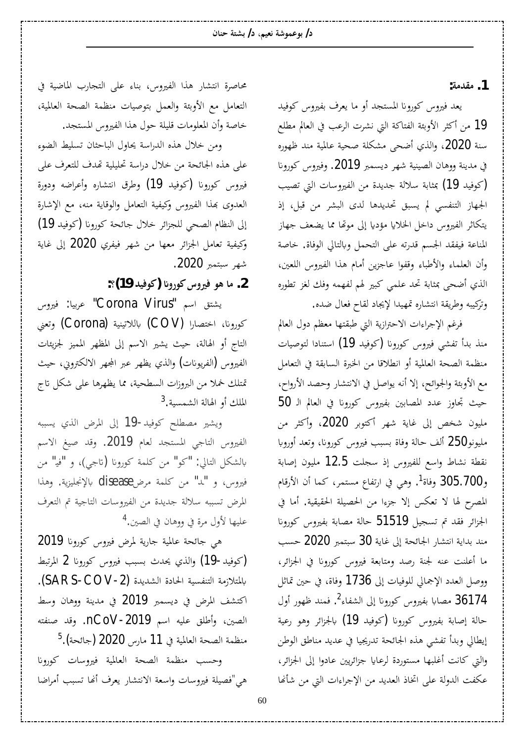## 1. مقدمة:

يعد فيروس كورونا المستجد أو ما يعرف بفيروس كوفيد 19 من أكثر الأوبئة الفتاكة التي نشرت الرعب في العالم مطلع سنة 2020، والذي أضحى مشكلة صحية عالمية منذ ظهوره في مدينة ووهان الصينية شهر ديسمبر 2019. وفيروس كورونا (كوفيد 19) بمثابة سلالة جديدة من الفيروسات التي تصيب الجهاز التنفسي لم يسبق تحديدها لدى البشر من قبل، إذ يتكاثر الفيروس داخل الخلايا مؤديا إلى موتها مما يضعف جهاز المناعة فيفقد الجسم قدرته على التحمل وبالتالي الوفاة. خاصة وأن العلماء والأطباء وقفوا عاجزين أمام هذا الفيروس اللعين، الذي أضحى بمثابة تحد علمي كبير لهم لفهمه وفك لغز تطوره وتركيبه وطريقة انتشاره تمهيدا لإيجاد لقاح فعال ضده.

فرغم الإجراءات الاحترازية التي طبقتها معظم دول العالم منذ بدأ تفشي فيروس كورونا (كوفيد 19) استنادا لتوصيات منظمة الصحة العالمية أو انطلاقا من الخبرة السابقة في التعامل مع الأوبئة والجوائح، إلا أنه يواصل في الانتشار وحصد الأرواح، حيث تجاوز عدد المصابين بفيروس كورونا في العالم الـ 50 مليون شخص إلى غاية شهر أكتوبر 2020، وأكثر من مليونو250 ألف حالة وفاة بسبب فيروس كورونا، وتعد أوروبا نقطة نشاط واسع للفيروس إذ سجلت 12.5 مليون إصابة و305.700 وفاة[1]. وهي في ارتفاع مستمر، كما أن الأرقام المصرح لها لا تعكس إلا جزءا من الحصيلة الحقيقية. أما في الجزائر فقد تم تسجيل 51519 حالة مصابة بفيروس كورونا منذ بداية انتشار الجائحة إلى غاية 30 سبتمبر 2020 حسب ما أعلنت عنه لجنة رصد ومتابعة فيروس كورونا في الجزائر، ووصل العدد الإجمالي للوفيات إلى 1736 وفاة، في حين تماثل 36174 مصابا بفيروس كورونا إلى الشفاء[2]. فمنذ ظهور أول حالة إصابة بفيروس كورونا (كوفيد 19) بالجزائر وهو رعية إيطالي وبدأ تفشي هذه الجائحة تدريجيا في عديد مناطق الوطن والتي كانت أغلبها مستوردة لرعايا جزائريين عادوا إلى الجزائر، عكفت الدولة على اتخاذ العديد من الإجراءات التي من شأنها محاصرة انتشار هذا الفيروس، بناء على التجارب الماضية في التعامل مع الأوبئة والعمل بتوصيات منظمة الصحة العالمية، خاصة وأن المعلومات قليلة حول هذا الفيروس المستجد.

ومن خلال هذه الدراسة يحاول الباحثان تسليط الضوء على هذه الجائحة من خلال دراسة تحليلية تهدف للتعرف على فيروس كورونا (كوفيد 19) وطرق انتشاره وأعراضه ودورة العدوى بهذا الفيروس وكيفية التعامل والوقاية منه، مع الإشارة إلى النظام الصحي للجزائر خلال جائحة كورونا (كوفيد 19) وكيفية تعامل الجزائر معها من شهر فيفري 2020 إلى غاية شهر سبتمبر 2020.

## 2. ما هو فيروس كورونا (كوفيد 19)؟:

يشتق اسم "Corona Virus" عربيا: فيروس كورونا، اختصارا (COV) باللاتينية (Corona) وتعني التاج أو الهالة، حيث يشير الاسم إلى المظهر المميز لجزيئات الفيروس (الفريونات) والذي يظهر عبر المجهر الالكتروني، حيث تمتلك حملا من البروزات السطحية، مما يظهرها على شكل تاج الملك أو الهالة الشمسية.[3]

ويشير مصطلح كوفيد-19 إلى المرض الذي يسببه الفيروس التاجي المستجد لعام 2019. وقد صيغ الاسم بالشكل التالي: "كو" من كلمة كورونا (تاجي)، و "في" من فيروس، و "د" من كلمة مرضdisease بالإنجليزية. وهذا المرض تسببه سلالة جديدة من الفيروسات التاجية تم التعرف عليها لأول مرة في ووهان في الصين.[4]

هي جائحة عالمية جارية لمرض فيروس كورونا 2019 (كوفيد-19) والذي يحدث بسبب فيروس كورونا 2 المرتبط بالمتلازمة التنفسية الحادة الشديدة (SARS-COV-2). اكتشف المرض في ديسمبر 2019 في مدينة ووهان وسط الصين، وأطلق عليه اسم nCoV-2019. وقد صنفته منظمة الصحة العالمية في 11 مارس 2020 (جائحة).[5]

وحسب منظمة الصحة العالمية فيروسات كورونا هي"فصيلة فيروسات واسعة الانتشار يعرف أنها تسبب أمراضا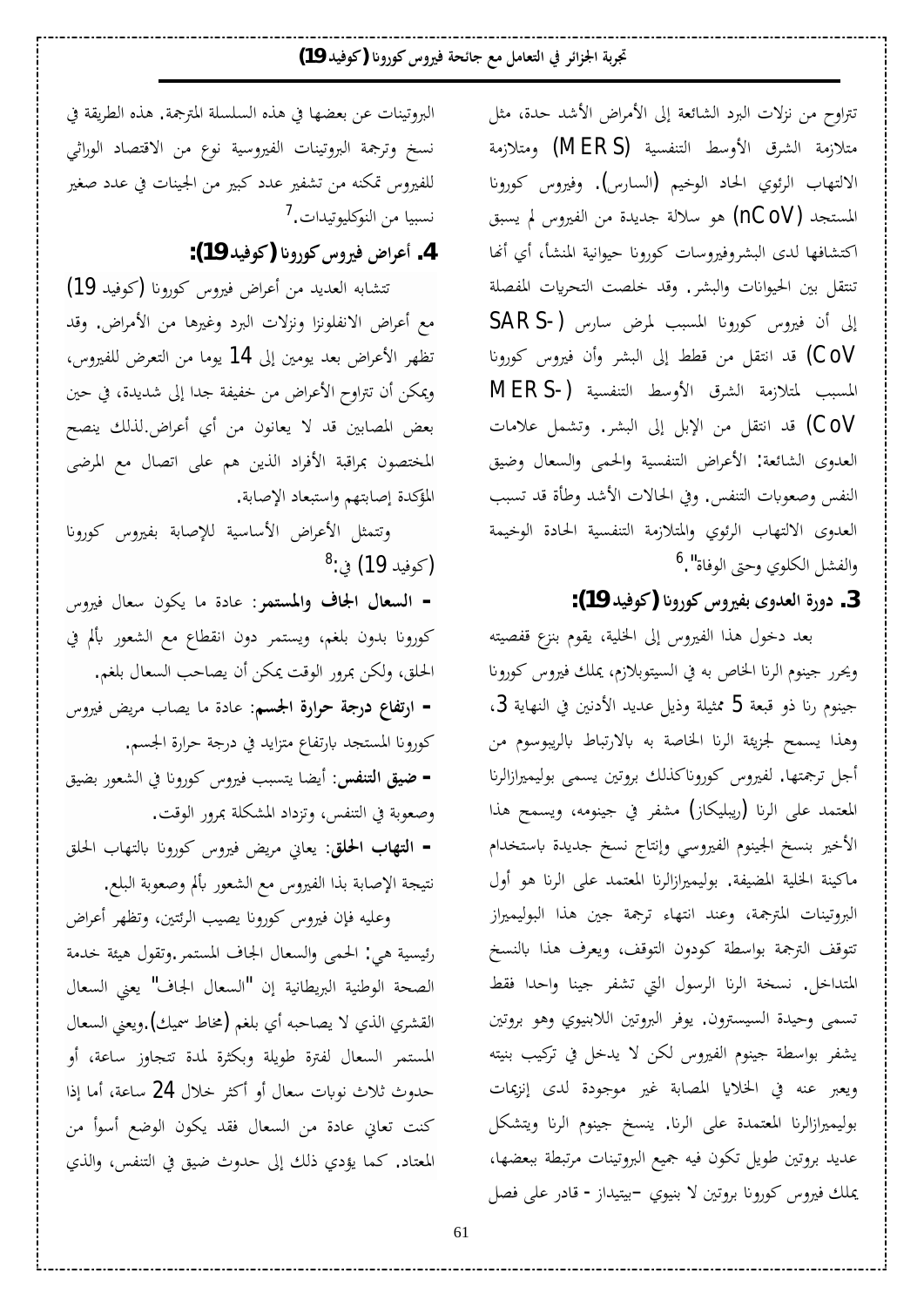تتراوح من نزلات البرد الشائعة إلى الأمراض الأشد حدة، مثل متلازمة الشرق الأوسط التنفسية (MERS) ومتلازمة الالتهاب الرئوي الحاد الوخيم (السارس). وفيروس كورونا المستجد (nCoV) هو سلالة جديدة من الفيروس لم يسبق اكتشافها لدى البشروفيروسات كورونا حيوانية المنشأ، أي أنها تنتقل بين الحيوانات والبشر. وقد خلصت التحريات المفصلة إلى أن فيروس كورونا المسبب لمرض سارس (SARS-CoV) قد انتقل من قطط إلى البشر وأن فيروس كورونا المسبب لمتلازمة الشرق الأوسط التنفسية (MERS-CoV) قد انتقل من الإبل إلى البشر. وتشمل علامات العدوى الشائعة: الأعراض التنفسية والحمى والسعال وضيق النفس وصعوبات التنفس. وفي الحالات الأشد وطأة قد تسبب العدوى الالتهاب الرئوي والمتلازمة التنفسية الحادة الوخيمة والفشل الكلوي وحتى الوفاة".[6]

## 3. دورة العدوى بفيروس كورونا (كوفيد 19):

بعد دخول هذا الفيروس إلى الخلية، يقوم بنزع قفصيته ويحرر جينوم الرنا الخاص به في السيتوبلازم، يملك فيروس كورونا جينوم رنا ذو قبعة 5 مثيلة وذيل عديد الأدنين في النهاية 3، وهذا يسمح لجزيئة الرنا الخاصة به بالارتباط بالريبوسوم من أجل ترجمتها. لفيروس كوروناكذلك بروتين يسمى بوليميرازالرنا المعتمد على الرنا (ريبليكاز) مشفر في جينومه، ويسمح هذا الأخير بنسخ الجينوم الفيروسي وإنتاج نسخ جديدة باستخدام ماكينة الخلية المضيفة. بوليميرازالرنا المعتمد على الرنا هو أول البروتينات المترجمة، وعند انتهاء ترجمة جين هذا البوليميراز تتوقف الترجمة بواسطة كودون التوقف، ويعرف هذا بالنسخ المتداخل. نسخة الرنا الرسول التي تشفر جينا واحدا فقط تسمى وحيدة السيسترون. يوفر البروتين اللابنيوي وهو بروتين يشفر بواسطة جينوم الفيروس لكن لا يدخل في تركيب بنيته ويعبر عنه في الخلايا المصابة غير موجودة لدى إنزيمات بوليميرازالرنا المعتمدة على الرنا. ينسخ جينوم الرنا ويتشكل عديد بروتين طويل تكون فيه جميع البروتينات مرتبطة ببعضها، يملك فيروس كورونا بروتين لا بنيوي –بيتيداز- قادر على فصل البروتينات عن بعضها في هذه السلسلة المترجمة. هذه الطريقة في نسخ وترجمة البروتينات الفيروسية نوع من الاقتصاد الوراثي للفيروس تمكنه من تشفير عدد كبير من الجينات في عدد صغير نسبيا من النوكليوتيدات.[7]

## 4. أعراض فيروس كورونا (كوفيد 19):

تتشابه العديد من أعراض فيروس كورونا (كوفيد 19) مع أعراض الانفلونزا ونزلات البرد وغيرها من الأمراض. وقد تظهر الأعراض بعد يومين إلى 14 يوما من التعرض للفيروس، ويمكن أن تتراوح الأعراض من خفيفة جدا إلى شديدة، في حين بعض المصابين قد لا يعانون من أي أعراض.لذلك ينصح المختصون بمراقبة الأفراد الذين هم على اتصال مع المرضى المؤكدة إصابتهم واستبعاد الإصابة.

وتتمثل الأعراض الأساسية للإصابة بفيروس كورونا (كوفيد 19) في:[8]

- **السعال الجاف والمستمر**: عادة ما يكون سعال فيروس كورونا بدون بلغم، ويستمر دون انقطاع مع الشعور بألم في الحلق، ولكن بمرور الوقت يمكن أن يصاحب السعال بلغم.
- **ارتفاع درجة حرارة الجسم**: عادة ما يصاب مريض فيروس كورونا المستجد بارتفاع متزايد في درجة حرارة الجسم.
- **ضيق التنفس**: أيضا يتسبب فيروس كورونا في الشعور بضيق وصعوبة في التنفس، وتزداد المشكلة بمرور الوقت.
- **التهاب الحلق**: يعاني مريض فيروس كورونا بالتهاب الحلق نتيجة الإصابة بذا الفيروس مع الشعور بألم وصعوبة البلع.

وعليه فإن فيروس كورونا يصيب الرئتين، وتظهر أعراض رئيسية هي: الحمى والسعال الجاف المستمر.وتقول هيئة خدمة الصحة الوطنية البريطانية إن "السعال الجاف" يعني السعال القشري الذي لا يصاحبه أي بلغم (مخاط سميك).ويعني السعال المستمر السعال لفترة طويلة وبكثرة لمدة تتجاوز ساعة، أو حدوث ثلاث نوبات سعال أو أكثر خلال 24 ساعة، أما إذا كنت تعاني عادة من السعال فقد يكون الوضع أسوأ من المعتاد. كما يؤدي ذلك إلى حدوث ضيق في التنفس، والذي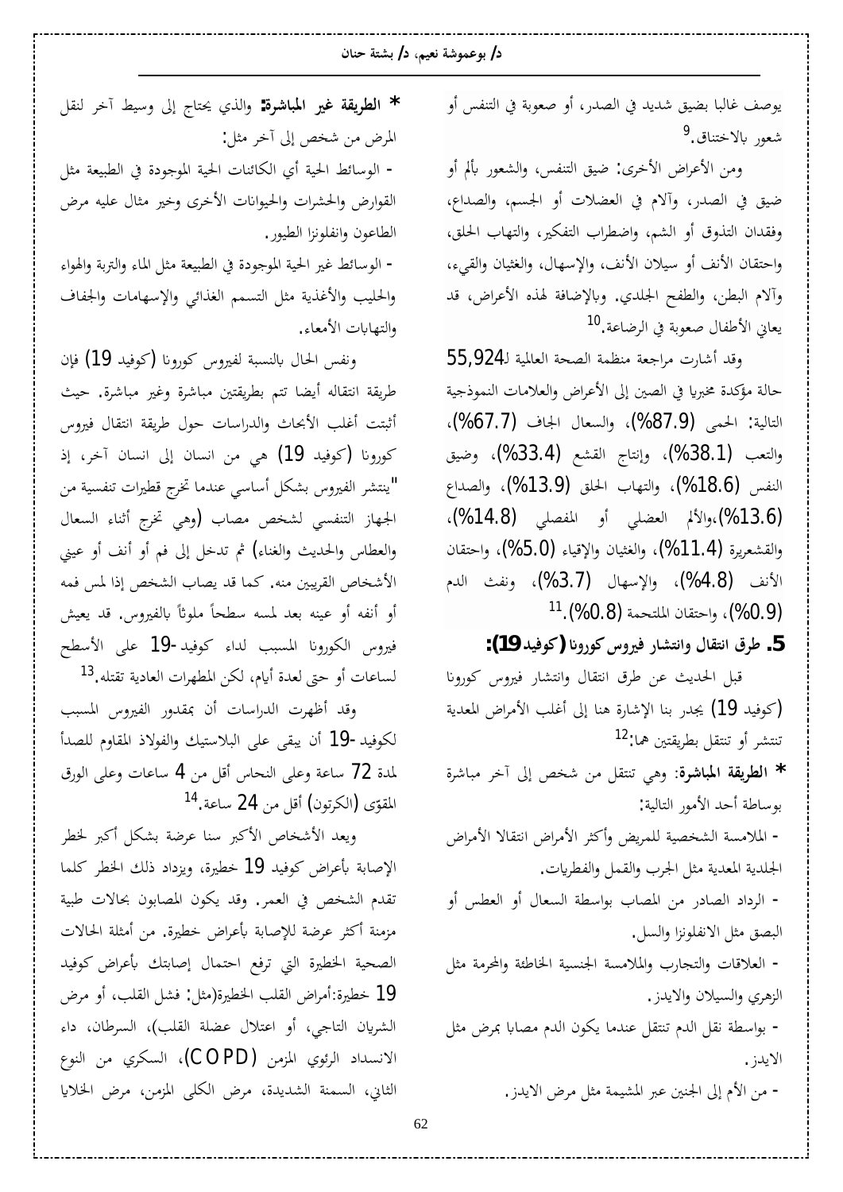يوصف غالبا بضيق شديد في الصدر، أو صعوبة في التنفس أو شعور بالاختناق.[9]

ومن الأعراض الأخرى: ضيق التنفس، والشعور بألم أو ضيق في الصدر، وآلام في العضلات أو الجسم، والصداع، وفقدان التذوق أو الشم، واضطراب التفكير، والتهاب الحلق، واحتقان الأنف أو سيلان الأنف، والإسهال، والغثيان والقيء، وآلام البطن، والطفح الجلدي. وبالإضافة لهذه الأعراض، قد يعاني الأطفال صعوبة في الرضاعة.[10]

وقد أشارت مراجعة منظمة الصحة العالمية لـ55,924 حالة مؤكدة مخبريا في الصين إلى الأعراض والعلامات النموذجية التالية: الحمى (87.9%)، والسعال الجاف (67.7%)، والتعب (38.1%)، وإنتاج القشع (33.4%)، وضيق النفس (18.6%)، والتهاب الحلق (13.9%)، والصداع (13.6%)،والألم العضلي أو المفصلي (14.8%)، والقشعريرة (11.4%)، والغثيان والإقياء (5.0%)، واحتقان الأنف (4.8%)، والإسهال (3.7%)، ونفث الدم (0.9%)، واحتقان الملتحمة (0.8%).[11]

## 5. طرق انتقال وانتشار فيروس كورونا (كوفيد19):

قبل الحديث عن طرق انتقال وانتشار فيروس كورونا (كوفيد 19) يجدر بنا الإشارة هنا إلى أغلب الأمراض المعدية تنتشر أو تنتقل بطريقتين هما:[12]

* **الطريقة المباشرة**: وهي تنتقل من شخص إلى آخر مباشرة بوساطة أحد الأمور التالية:

- الملامسة الشخصية للمريض وأكثر الأمراض انتقالا الأمراض الجلدية المعدية مثل الجرب والقمل والفطريات.
- الرذاذ الصادر من المصاب بواسطة السعال أو العطس أو البصق مثل الانفلونزا والسل.
- العلاقات والتجارب والملامسة الجنسية الخاطئة والمحرمة مثل الزهري والسيلان والايدز.
- بواسطة نقل الدم تنتقل عندما يكون الدم مصابا بمرض مثل الايدز.
- من الأم إلى الجنين عبر المشيمة مثل مرض الايدز.

* **الطريقة غير المباشرة:** والذي يحتاج إلى وسيط آخر لنقل المرض من شخص إلى آخر مثل:

- الوسائط الحية أي الكائنات الحية الموجودة في الطبيعة مثل القوارض والحشرات والحيوانات الأخرى وخير مثال عليه مرض الطاعون وانفلونزا الطيور.
- الوسائط غير الحية الموجودة في الطبيعة مثل الماء والتربة والهواء والحليب والأغذية مثل التسمم الغذائي والإسهامات والجفاف والتهابات الأمعاء.

ونفس الحال بالنسبة لفيروس كورونا (كوفيد 19) فإن طريقة انتقاله أيضا تتم بطريقتين مباشرة وغير مباشرة. حيث أثبتت أغلب الأبحاث والدراسات حول طريقة انتقال فيروس كورونا (كوفيد 19) هي من انسان إلى انسان آخر، إذ "ينتشر الفيروس بشكل أساسي عندما تخرج قطيرات تنفسية من الجهاز التنفسي لشخص مصاب (وهي تخرج أثناء السعال والعطاس والحديث والغناء) ثم تدخل إلى فم أو أنف أو عيني الأشخاص القريبين منه. كما قد يصاب الشخص إذا لمس فمه أو أنفه أو عينه بعد لمسه سطحاً ملوثاً بالفيروس. قد يعيش فيروس الكورونا المسبب لداء كوفيد-19 على الأسطح لساعات أو حتى لعدة أيام، لكن المطهرات العادية تقتله.[13]

وقد أظهرت الدراسات أن بمقدور الفيروس المسبب لكوفيد-19 أن يبقى على البلاستيك والفولاذ المقاوم للصدأ لمدة 72 ساعة وعلى النحاس أقل من 4 ساعات وعلى الورق المقوّى (الكرتون) أقل من 24 ساعة.[14]

ويعد الأشخاص الأكبر سنا عرضة بشكل أكبر لخطر الإصابة بأعراض كوفيد 19 خطيرة، ويزداد ذلك الخطر كلما تقدم الشخص في العمر. وقد يكون المصابون بحالات طبية مزمنة أكثر عرضة للإصابة بأعراض خطيرة. من أمثلة الحالات الصحية الخطيرة التي ترفع احتمال إصابتك بأعراض كوفيد 19 خطيرة:أمراض القلب الخطيرة(مثل: فشل القلب، أو مرض الشريان التاجي، أو اعتلال عضلة القلب)، السرطان، داء الانسداد الرئوي المزمن (COPD)، السكري من النوع الثاني، السمنة الشديدة، مرض الكلى المزمن، مرض الخلايا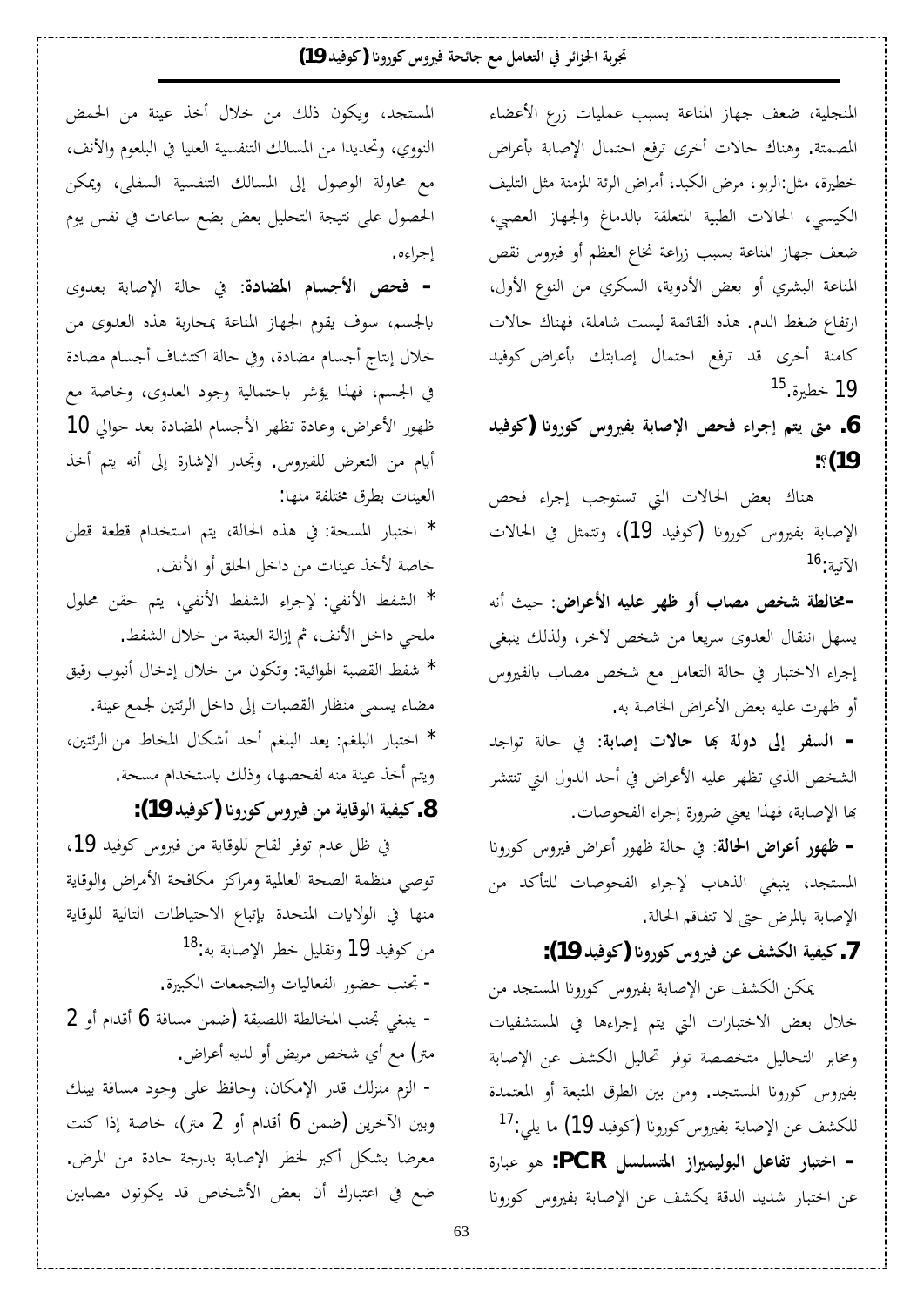المنجلية، ضعف جهاز المناعة بسبب عمليات زرع الأعضاء المصمتة. وهناك حالات أخرى ترفع احتمال الإصابة بأعراض خطيرة، مثل:الربو، مرض الكبد، أمراض الرئة المزمنة مثل التليف الكيسي، الحالات الطبية المتعلقة بالدماغ والجهاز العصبي، ضعف جهاز المناعة بسبب زراعة نخاع العظم أو فيروس نقص المناعة البشري أو بعض الأدوية، السكري من النوع الأول، ارتفاع ضغط الدم. هذه القائمة ليست شاملة، فهناك حالات كامنة أخرى قد ترفع احتمال إصابتك بأعراض كوفيد 19 خطيرة.[15]

## 6. متى يتم إجراء فحص الإصابة بفيروس كورونا (كوفيد 19)؟:

هناك بعض الحالات التي تستوجب إجراء فحص الإصابة بفيروس كورونا (كوفيد 19)، وتتمثل في الحالات الآتية:[16]

**-مخالطة شخص مصاب أو ظهر عليه الأعراض:** حيث أنه يسهل انتقال العدوى سريعا من شخص لآخر، ولذلك ينبغي إجراء الاختبار في حالة التعامل مع شخص مصاب بالفيروس أو ظهرت عليه بعض الأعراض الخاصة به.

**- السفر إلى دولة بها حالات إصابة:** في حالة تواجد الشخص الذي تظهر عليه الأعراض في أحد الدول التي تنتشر بها الإصابة، فهذا يعني ضرورة إجراء الفحوصات.

**- ظهور أعراض الحالة:** في حالة ظهور أعراض فيروس كورونا المستجد، ينبغي الذهاب لإجراء الفحوصات للتأكد من الإصابة بالمرض حتى لا تتفاقم الحالة.

## 7. كيفية الكشف عن فيروس كورونا (كوفيد 19):

يمكن الكشف عن الإصابة بفيروس كورونا المستجد من خلال بعض الاختبارات التي يتم إجراءها في المستشفيات ومخابر التحاليل متخصصة توفر تحاليل الكشف عن الإصابة بفيروس كورونا المستجد. ومن بين الطرق المتبعة أو المعتمدة للكشف عن الإصابة بفيروس كورونا (كوفيد 19) ما يلي:[17]

**- اختبار تفاعل البوليميراز المتسلسل PCR:** هو عبارة عن اختبار شديد الدقة يكشف عن الإصابة بفيروس كورونا المستجد، ويكون ذلك من خلال أخذ عينة من الحمض النووي، وتحديدا من المسالك التنفسية العليا في البلعوم والأنف، مع محاولة الوصول إلى المسالك التنفسية السفلى، ويمكن الحصول على نتيجة التحليل بعض بضع ساعات في نفس يوم إجراءه.

**- فحص الأجسام المضادة:** في حالة الإصابة بعدوى بالجسم، سوف يقوم الجهاز المناعة بمحاربة هذه العدوى من خلال إنتاج أجسام مضادة، وفي حالة اكتشاف أجسام مضادة في الجسم، فهذا يؤشر باحتمالية وجود العدوى، وخاصة مع ظهور الأعراض، وعادة تظهر الأجسام المضادة بعد حوالي 10 أيام من التعرض للفيروس. وتجدر الإشارة إلى أنه يتم أخذ العينات بطرق مختلفة منها:

* اختبار المسحة: في هذه الحالة، يتم استخدام قطعة قطن خاصة لأخذ عينات من داخل الحلق أو الأنف.

* الشفط الأنفي: لإجراء الشفط الأنفي، يتم حقن محلول ملحي داخل الأنف، ثم إزالة العينة من خلال الشفط.

* شفط القصبة الهوائية: وتكون من خلال إدخال أنبوب رقيق مضاء يسمى منظار القصبات إلى داخل الرئتين لجمع عينة.

* اختبار البلغم: يعد البلغم أحد أشكال المخاط من الرئتين، ويتم أخذ عينة منه لفحصها، وذلك باستخدام مسحة.

## 8. كيفية الوقاية من فيروس كورونا (كوفيد 19):

في ظل عدم توفر لقاح للوقاية من فيروس كوفيد 19، توصي منظمة الصحة العالمية ومراكز مكافحة الأمراض والوقاية منها في الولايات المتحدة بإتباع الاحتياطات التالية للوقاية من كوفيد 19 وتقليل خطر الإصابة به:[18]

- تجنب حضور الفعاليات والتجمعات الكبيرة.

- ينبغي تجنب المخالطة اللصيقة (ضمن مسافة 6 أقدام أو 2 متر) مع أي شخص مريض أو لديه أعراض.

- الزم منزلك قدر الإمكان، وحافظ على وجود مسافة بينك وبين الآخرين (ضمن 6 أقدام أو 2 متر)، خاصة إذا كنت معرضا بشكل أكبر لخطر الإصابة بدرجة حادة من المرض. ضع في اعتبارك أن بعض الأشخاص قد يكونون مصابين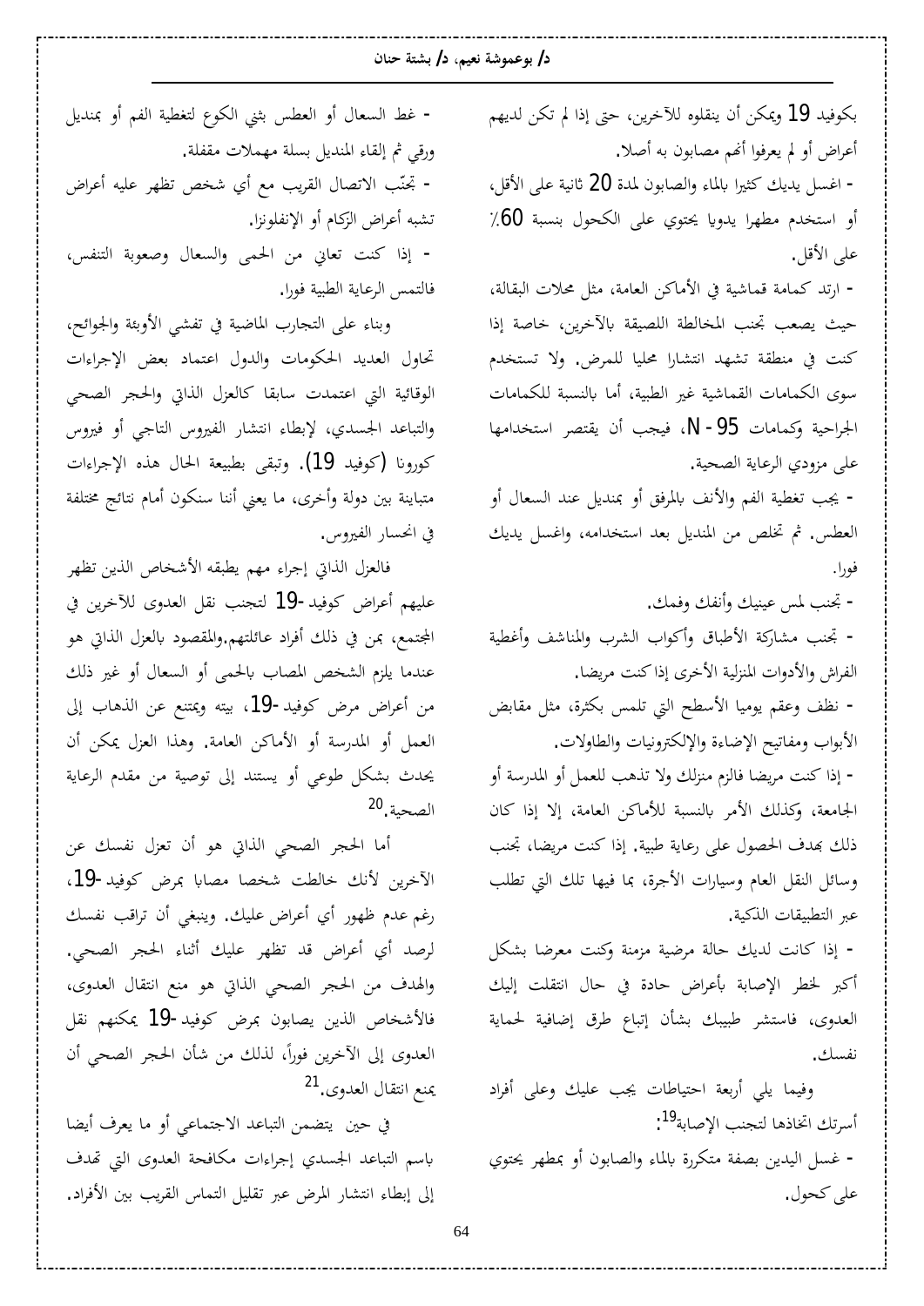بكوفيد 19 ويمكن أن ينقلوه للآخرين، حتى إذا لم تكن لديهم أعراض أو لم يعرفوا أنهم مصابون به أصلا.

- اغسل يديك كثيرا بالماء والصابون لمدة 20 ثانية على الأقل، أو استخدم مطهرا يدويا يحتوي على الكحول بنسبة 60٪ على الأقل.

- ارتد كمامة قماشية في الأماكن العامة، مثل محلات البقالة، حيث يصعب تجنب المخالطة اللصيقة بالآخرين، خاصة إذا كنت في منطقة تشهد انتشارا محليا للمرض. ولا تستخدم سوى الكمامات القماشية غير الطبية، أما بالنسبة للكمامات الجراحية وكمامات N - 95، فيجب أن يقتصر استخدامها على مزودي الرعاية الصحية.

- يجب تغطية الفم والأنف بالمرفق أو بمنديل عند السعال أو العطس. ثم تخلص من المنديل بعد استخدامه، واغسل يديك فورا.

- تجنب لمس عينيك وأنفك وفمك.

- تجنب مشاركة الأطباق وأكواب الشرب والمناشف وأغطية الفراش والأدوات المنزلية الأخرى إذا كنت مريضا.

- نظف وعقم يوميا الأسطح التي تلمس بكثرة، مثل مقابض الأبواب ومفاتيح الإضاءة والإلكترونيات والطاولات.

- إذا كنت مريضا فالزم منزلك ولا تذهب للعمل أو المدرسة أو الجامعة، وكذلك الأمر بالنسبة للأماكن العامة، إلا إذا كان ذلك بهدف الحصول على رعاية طبية. إذا كنت مريضا، تجنب وسائل النقل العام وسيارات الأجرة، بما فيها تلك التي تطلب عبر التطبيقات الذكية.

- إذا كانت لديك حالة مرضية مزمنة وكنت معرضا بشكل أكبر لخطر الإصابة بأعراض حادة في حال انتقلت إليك العدوى، فاستشر طبيبك بشأن إتباع طرق إضافية لحماية نفسك.

وفيما يلي أربعة احتياطات يجب عليك وعلى أفراد أسرتك اتخاذها لتجنب الإصابة[19]:

- غسل اليدين بصفة متكررة بالماء والصابون أو بمطهر يحتوي على كحول.

- غط السعال أو العطس بثني الكوع لتغطية الفم أو بمنديل ورقي ثم إلقاء المنديل بسلة مهملات مقفلة.

- تجنّب الاتصال القريب مع أي شخص تظهر عليه أعراض تشبه أعراض الزكام أو الإنفلونزا.

- إذا كنت تعاني من الحمى والسعال وصعوبة التنفس، فالتمس الرعاية الطبية فورا.

وبناء على التجارب الماضية في تفشي الأوبئة والجوائح، تحاول العديد الحكومات والدول اعتماد بعض الإجراءات الوقائية التي اعتمدت سابقا كالعزل الذاتي والحجر الصحي والتباعد الجسدي، لإبطاء انتشار الفيروس التاجي أو فيروس كورونا (كوفيد 19). وتبقى بطبيعة الحال هذه الإجراءات متباينة بين دولة وأخرى، ما يعني أننا سنكون أمام نتائج مختلفة في انحسار الفيروس.

فالعزل الذاتي إجراء مهم يطبقه الأشخاص الذين تظهر عليهم أعراض كوفيد-19 لتجنب نقل العدوى للآخرين في المجتمع، بمن في ذلك أفراد عائلتهم.والمقصود بالعزل الذاتي هو عندما يلزم الشخص المصاب بالحمى أو السعال أو غير ذلك من أعراض مرض كوفيد-19، بيته ويمتنع عن الذهاب إلى العمل أو المدرسة أو الأماكن العامة. وهذا العزل يمكن أن يحدث بشكل طوعي أو يستند إلى توصية من مقدم الرعاية الصحية.[20]

أما الحجر الصحي الذاتي هو أن تعزل نفسك عن الآخرين لأنك خالطت شخصا مصابا بمرض كوفيد-19، رغم عدم ظهور أي أعراض عليك. وينبغي أن تراقب نفسك لرصد أي أعراض قد تظهر عليك أثناء الحجر الصحي. والهدف من الحجر الصحي الذاتي هو منع انتقال العدوى، فالأشخاص الذين يصابون بمرض كوفيد-19 يمكنهم نقل العدوى إلى الآخرين فوراً، لذلك من شأن الحجر الصحي أن يمنع انتقال العدوى.[21]

في حين يتضمن التباعد الاجتماعي أو ما يعرف أيضا باسم التباعد الجسدي إجراءات مكافحة العدوى التي تهدف إلى إبطاء انتشار المرض عبر تقليل التماس القريب بين الأفراد.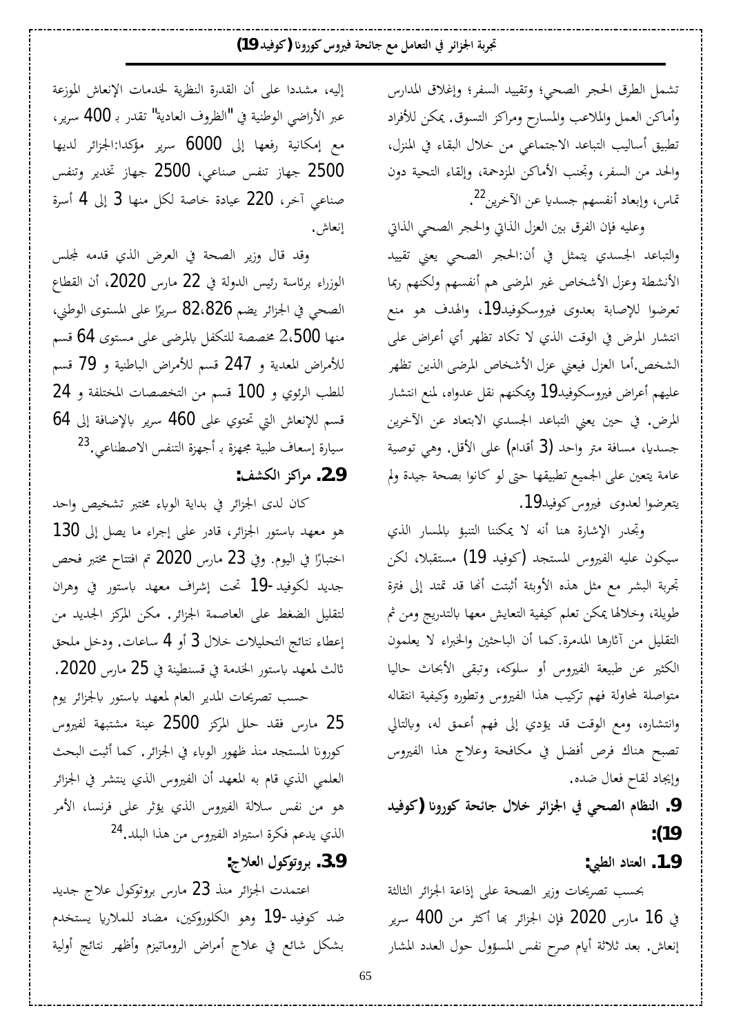تشمل الطرق الحجر الصحي؛ وتقييد السفر؛ وإغلاق المدارس وأماكن العمل والملاعب والمسارح ومراكز التسوق. يمكن للأفراد تطبيق أساليب التباعد الاجتماعي من خلال البقاء في المنزل، والحد من السفر، وتجنب الأماكن المزدحمة، وإلقاء التحية دون تماس، وإبعاد أنفسهم جسديا عن الآخرين[22].

وعليه فإن الفرق بين العزل الذاتي والحجر الصحي الذاتي والتباعد الجسدي يتمثل في أن:الحجر الصحي يعني تقييد الأنشطة وعزل الأشخاص غير المرضى هم أنفسهم ولكنهم ربما تعرضوا للإصابة بعدوى فيروسكوفيد19، والهدف هو منع انتشار المرض في الوقت الذي لا تكاد تظهر أي أعراض على الشخص.أما العزل فيعني عزل الأشخاص المرضى الذين تظهر عليهم أعراض فيروسكوفيد19 ويمكنهم نقل عدواه، لمنع انتشار المرض. في حين يعني التباعد الجسدي الابتعاد عن الآخرين جسديا، مسافة متر واحد (3 أقدام) على الأقل. وهي توصية عامة يتعين على الجميع تطبيقها حتى لو كانوا بصحة جيدة ولم يتعرضوا لعدوى فيروس كوفيد19.

وتجدر الإشارة هنا أنه لا يمكننا التنبؤ بالمسار الذي سيكون عليه الفيروس المستجد (كوفيد 19) مستقبلا، لكن تجربة البشر مع مثل هذه الأوبئة أثبتت أنها قد تمتد إلى فترة طويلة، وخلالها يمكن تعلم كيفية التعايش معها بالتدريج ومن ثم التقليل من آثارها المدمرة.كما أن الباحثين والخبراء لا يعلمون الكثير عن طبيعة الفيروس أو سلوكه، وتبقى الأبحاث حاليا متواصلة لمحاولة فهم تركيب هذا الفيروس وتطوره وكيفية انتقاله وانتشاره، ومع الوقت قد يؤدي إلى فهم أعمق له، وبالتالي تصبح هناك فرص أفضل في مكافحة وعلاج هذا الفيروس وإيجاد لقاح فعال ضده.

## 9. النظام الصحي في الجزائر خلال جائحة كورونا (كوفيد 19):

### 1.9. العتاد الطبي:

بحسب تصريحات وزير الصحة على إذاعة الجزائر الثالثة في 16 مارس 2020 فإن الجزائر بها أكثر من 400 سرير إنعاش. بعد ثلاثة أيام صرح نفس المسؤول حول العدد المشار إليه، مشددا على أن القدرة النظرية لخدمات الإنعاش الموزعة عبر الأراضي الوطنية في "الظروف العادية" تقدر بـ 400 سرير، مع إمكانية رفعها إلى 6000 سرير مؤكدا:الجزائر لديها 2500 جهاز تنفس صناعي، 2500 جهاز تخدير وتنفس صناعي آخر، 220 عيادة خاصة لكل منها 3 إلى 4 أسرة إنعاش.

وقد قال وزير الصحة في العرض الذي قدمه لمجلس الوزراء برئاسة رئيس الدولة في 22 مارس 2020، أن القطاع الصحي في الجزائر يضم 82،826 سريرًا على المستوى الوطني، منها 2،500 مخصصة للتكفل بالمرضى على مستوى 64 قسم للأمراض المعدية و 247 قسم للأمراض الباطنية و 79 قسم للطب الرئوي و 100 قسم من التخصصات المختلفة و 24 قسم للإنعاش التي تحتوي على 460 سرير بالإضافة إلى 64 سيارة إسعاف طبية مجهزة بـ أجهزة التنفس الاصطناعي.[23]

### 2.9. مراكز الكشف:

كان لدى الجزائر في بداية الوباء مختبر تشخيص واحد هو معهد باستور الجزائر، قادر على إجراء ما يصل إلى 130 اختبارًا في اليوم. وفي 23 مارس 2020 تم افتتاح مختبر فحص جديد لكوفيد-19 تحت إشراف معهد باستور في وهران لتقليل الضغط على العاصمة الجزائر. مكن المركز الجديد من إعطاء نتائج التحليلات خلال 3 أو 4 ساعات. ودخل ملحق ثالث لمعهد باستور الخدمة في قسنطينة في 25 مارس 2020.

حسب تصريحات المدير العام لمعهد باستور بالجزائر يوم 25 مارس فقد حلل المركز 2500 عينة مشتبهة لفيروس كورونا المستجد منذ ظهور الوباء في الجزائر. كما أثبت البحث العلمي الذي قام به المعهد أن الفيروس الذي ينتشر في الجزائر هو من نفس سلالة الفيروس الذي يؤثر على فرنسا، الأمر الذي يدعم فكرة استيراد الفيروس من هذا البلد.[24]

### 3.9. بروتوكول العلاج:

اعتمدت الجزائر منذ 23 مارس بروتوكول علاج جديد ضد كوفيد-19 وهو الكلوروكين، مضاد للملاريا يستخدم بشكل شائع في علاج أمراض الروماتيزم وأظهر نتائج أولية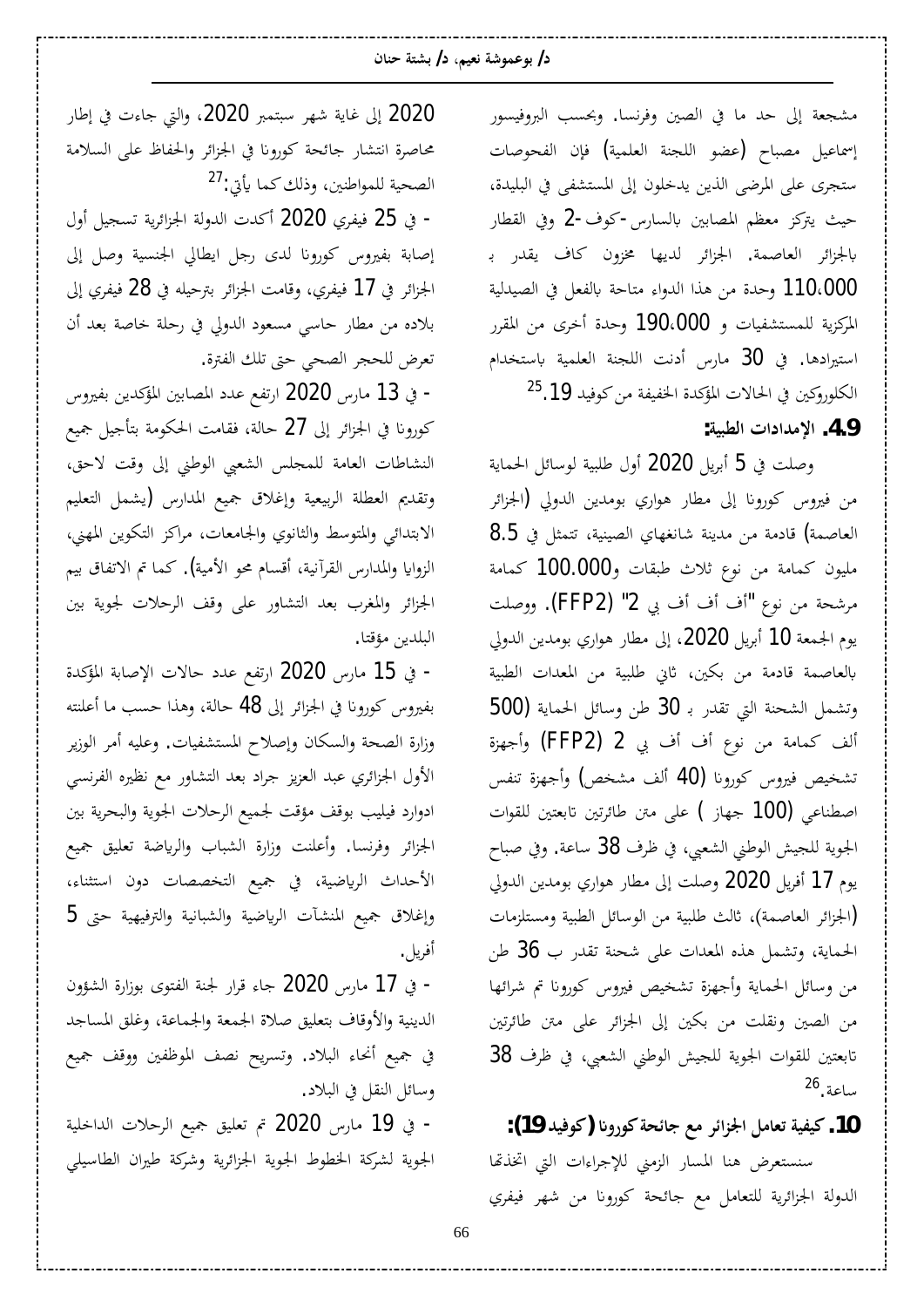مشجعة إلى حد ما في الصين وفرنسا. وبحسب البروفيسور إسماعيل مصباح (عضو اللجنة العلمية) فإن الفحوصات ستجرى على المرضى الذين يدخلون إلى المستشفى في البليدة، حيث يتركز معظم المصابين بالسارس-كوف-2 وفي القطار بالجزائر العاصمة. الجزائر لديها مخزون كاف يقدر بـ 110،000 وحدة من هذا الدواء متاحة بالفعل في الصيدلية المركزية للمستشفيات و 190،000 وحدة أخرى من المقرر استيرادها. في 30 مارس أدنت اللجنة العلمية باستخدام الكلوروكين في الحالات المؤكدة الخفيفة من كوفيد 19.[25]

### 4.9. الإمدادات الطبية:

وصلت في 5 أبريل 2020 أول طلبية لوسائل الحماية من فيروس كورونا إلى مطار هواري بومدين الدولي (الجزائر العاصمة) قادمة من مدينة شانغهاي الصينية، تتمثل في 8.5 مليون كمامة من نوع ثلاث طبقات و100.000 كمامة مرشحة من نوع "أف أف بي 2" (FFP2). ووصلت يوم الجمعة 10 أبريل 2020، إلى مطار هواري بومدين الدولي بالعاصمة قادمة من بكين، ثاني طلبية من المعدات الطبية وتشمل الشحنة التي تقدر بـ 30 طن وسائل الحماية (500 ألف كمامة من نوع أف أف بي 2 (FFP2) وأجهزة تشخيص فيروس كورونا (40 ألف مشخص) وأجهزة تنفس اصطناعي (100 جهاز ) على متن طائرتين تابعتين للقوات الجوية للجيش الوطني الشعبي، في ظرف 38 ساعة. وفي صباح يوم 17 أفريل 2020 وصلت إلى مطار هواري بومدين الدولي (الجزائر العاصمة)، ثالث طلبية من الوسائل الطبية ومستلزمات الحماية، وتشمل هذه المعدات على شحنة تقدر ب 36 طن من وسائل الحماية وأجهزة تشخيص فيروس كورونا تم شرائها من الصين ونقلت من بكين إلى الجزائر على متن طائرتين تابعتين للقوات الجوية للجيش الوطني الشعبي، في ظرف 38 ساعة.[26]

## 10. كيفية تعامل الجزائر مع جائحة كورونا (كوفيد 19):

سنستعرض هنا المسار الزمني للإجراءات التي اتخذتها الدولة الجزائرية للتعامل مع جائحة كورونا من شهر فيفري 2020 إلى غاية شهر سبتمبر 2020، والتي جاءت في إطار محاصرة انتشار جائحة كورونا في الجزائر والحفاظ على السلامة الصحية للمواطنين، وذلك كما يأتي:[27]

- في 25 فيفري 2020 أكدت الدولة الجزائرية تسجيل أول إصابة بفيروس كورونا لدى رجل ايطالي الجنسية وصل إلى الجزائر في 17 فيفري، وقامت الجزائر بترحيله في 28 فيفري إلى بلاده من مطار حاسي مسعود الدولي في رحلة خاصة بعد أن تعرض للحجر الصحي حتى تلك الفترة.
- في 13 مارس 2020 ارتفع عدد المصابين المؤكدين بفيروس كورونا في الجزائر إلى 27 حالة، فقامت الحكومة بتأجيل جميع النشاطات العامة للمجلس الشعبي الوطني إلى وقت لاحق، وتقديم العطلة الربيعية وإغلاق جميع المدارس (يشمل التعليم الابتدائي والمتوسط والثانوي والجامعات، مراكز التكوين المهني، الزوايا والمدارس القرآنية، أقسام محو الأمية). كما تم الاتفاق بيم الجزائر والمغرب بعد التشاور على وقف الرحلات لجوية بين البلدين مؤقتا.
- في 15 مارس 2020 ارتفع عدد حالات الإصابة المؤكدة بفيروس كورونا في الجزائر إلى 48 حالة، وهذا حسب ما أعلنته وزارة الصحة والسكان وإصلاح المستشفيات. وعليه أمر الوزير الأول الجزائري عبد العزيز جراد بعد التشاور مع نظيره الفرنسي ادوارد فيليب بوقف مؤقت لجميع الرحلات الجوية والبحرية بين الجزائر وفرنسا. وأعلنت وزارة الشباب والرياضة تعليق جميع الأحداث الرياضية، في جميع التخصصات دون استثناء، وإغلاق جميع المنشآت الرياضية والشبانية والترفيهية حتى 5 أفريل.
- في 17 مارس 2020 جاء قرار لجنة الفتوى بوزارة الشؤون الدينية والأوقاف بتعليق صلاة الجمعة والجماعة، وغلق المساجد في جميع أنحاء البلاد. وتسريح نصف الموظفين ووقف جميع وسائل النقل في البلاد.
- في 19 مارس 2020 تم تعليق جميع الرحلات الداخلية الجوية لشركة الخطوط الجوية الجزائرية وشركة طيران الطاسيلي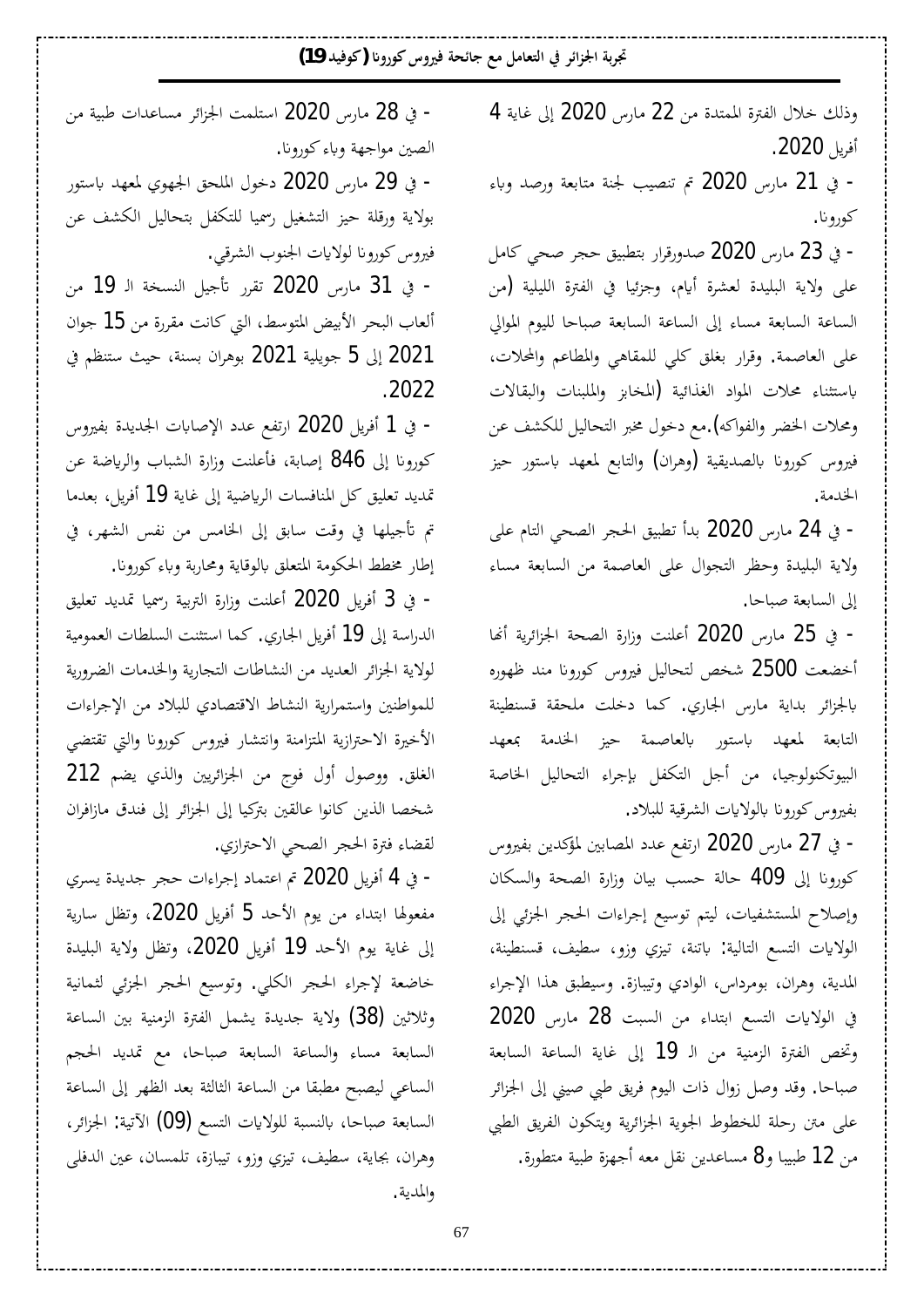وذلك خلال الفترة الممتدة من 22 مارس 2020 إلى غاية 4 أفريل 2020.

- في 21 مارس 2020 تم تنصيب لجنة متابعة ورصد وباء كورونا.

- في 23 مارس 2020 صدورقرار بتطبيق حجر صحي كامل على ولاية البليدة لعشرة أيام، وجزئيا في الفترة الليلية (من الساعة السابعة مساء إلى الساعة السابعة صباحا لليوم الموالي على العاصمة. وقرار بغلق كلي للمقاهي والمطاعم والمحلات، باستثناء محلات المواد الغذائية (المخابز والملبنات والبقالات ومحلات الخضر والفواكه).مع دخول مخبر التحاليل للكشف عن فيروس كورونا بالصديقية (وهران) والتابع لمعهد باستور حيز الخدمة.

- في 24 مارس 2020 بدأ تطبيق الحجر الصحي التام على ولاية البليدة وحظر التجوال على العاصمة من السابعة مساء إلى السابعة صباحا.

- في 25 مارس 2020 أعلنت وزارة الصحة الجزائرية أنها أخضعت 2500 شخص لتحاليل فيروس كورونا مند ظهوره بالجزائر بداية مارس الجاري. كما دخلت ملحقة قسنطينة التابعة لمعهد باستور بالعاصمة حيز الخدمة بمعهد البيوتكنولوجيا، من أجل التكفل بإجراء التحاليل الخاصة بفيروس كورونا بالولايات الشرقية للبلاد.

- في 27 مارس 2020 ارتفع عدد المصابين المؤكدين بفيروس كورونا إلى 409 حالة حسب بيان وزارة الصحة والسكان وإصلاح المستشفيات، ليتم توسيع إجراءات الحجر الجزئي إلى الولايات التسع التالية: باتنة، تيزي وزو، سطيف، قسنطينة، المدية، وهران، بومرداس، الوادي وتيبازة. وسيطبق هذا الإجراء في الولايات التسع ابتداء من السبت 28 مارس 2020 وتخص الفترة الزمنية من الـ 19 إلى غاية الساعة السابعة صباحا. وقد وصل زوال ذات اليوم فريق طبي صيني إلى الجزائر على متن رحلة للخطوط الجوية الجزائرية ويتكون الفريق الطبي من 12 طبيبا و8 مساعدين نقل معه أجهزة طبية متطورة.

- في 28 مارس 2020 استلمت الجزائر مساعدات طبية من الصين مواجهة وباء كورونا.

- في 29 مارس 2020 دخول الملحق الجهوي لمعهد باستور بولاية ورقلة حيز التشغيل رسميا للتكفل بتحاليل الكشف عن فيروس كورونا لولايات الجنوب الشرقي.

- في 31 مارس 2020 تقرر تأجيل النسخة الـ 19 من ألعاب البحر الأبيض المتوسط، التي كانت مقررة من 15 جوان 2021 إلى 5 جويلية 2021 بوهران بسنة، حيث ستنظم في 2022.

- في 1 أفريل 2020 ارتفع عدد الإصابات الجديدة بفيروس كورونا إلى 846 إصابة، فأعلنت وزارة الشباب والرياضة عن تمديد تعليق كل المنافسات الرياضية إلى غاية 19 أفريل، بعدما تم تأجيلها في وقت سابق إلى الخامس من نفس الشهر، في إطار مخطط الحكومة المتعلق بالوقاية ومحاربة وباء كورونا.

- في 3 أفريل 2020 أعلنت وزارة التربية رسميا تمديد تعليق الدراسة إلى 19 أفريل الجاري. كما استثنت السلطات العمومية لولاية الجزائر العديد من النشاطات التجارية والخدمات الضرورية للمواطنين واستمرارية النشاط الاقتصادي للبلاد من الإجراءات الأخيرة الاحترازية المتزامنة وانتشار فيروس كورونا والتي تقتضي الغلق. ووصول أول فوج من الجزائريين والذي يضم 212 شخصا الذين كانوا عالقين بتركيا إلى الجزائر إلى فندق مازافران لقضاء فترة الحجر الصحي الاحترازي.

- في 4 أفريل 2020 تم اعتماد إجراءات حجر جديدة يسري مفعولها ابتداء من يوم الأحد 5 أفريل 2020، وتظل سارية إلى غاية يوم الأحد 19 أفريل 2020، وتظل ولاية البليدة خاضعة لإجراء الحجر الكلي. وتوسيع الحجر الجزئي لثمانية وثلاثين (38) ولاية جديدة يشمل الفترة الزمنية بين الساعة السابعة مساء والساعة السابعة صباحا، مع تمديد الحجم الساعي ليصبح مطبقا من الساعة الثالثة بعد الظهر إلى الساعة السابعة صباحا، بالنسبة للولايات التسع (09) الآتية: الجزائر، وهران، بجاية، سطيف، تيزي وزو، تيبازة، تلمسان، عين الدفلى والمدية.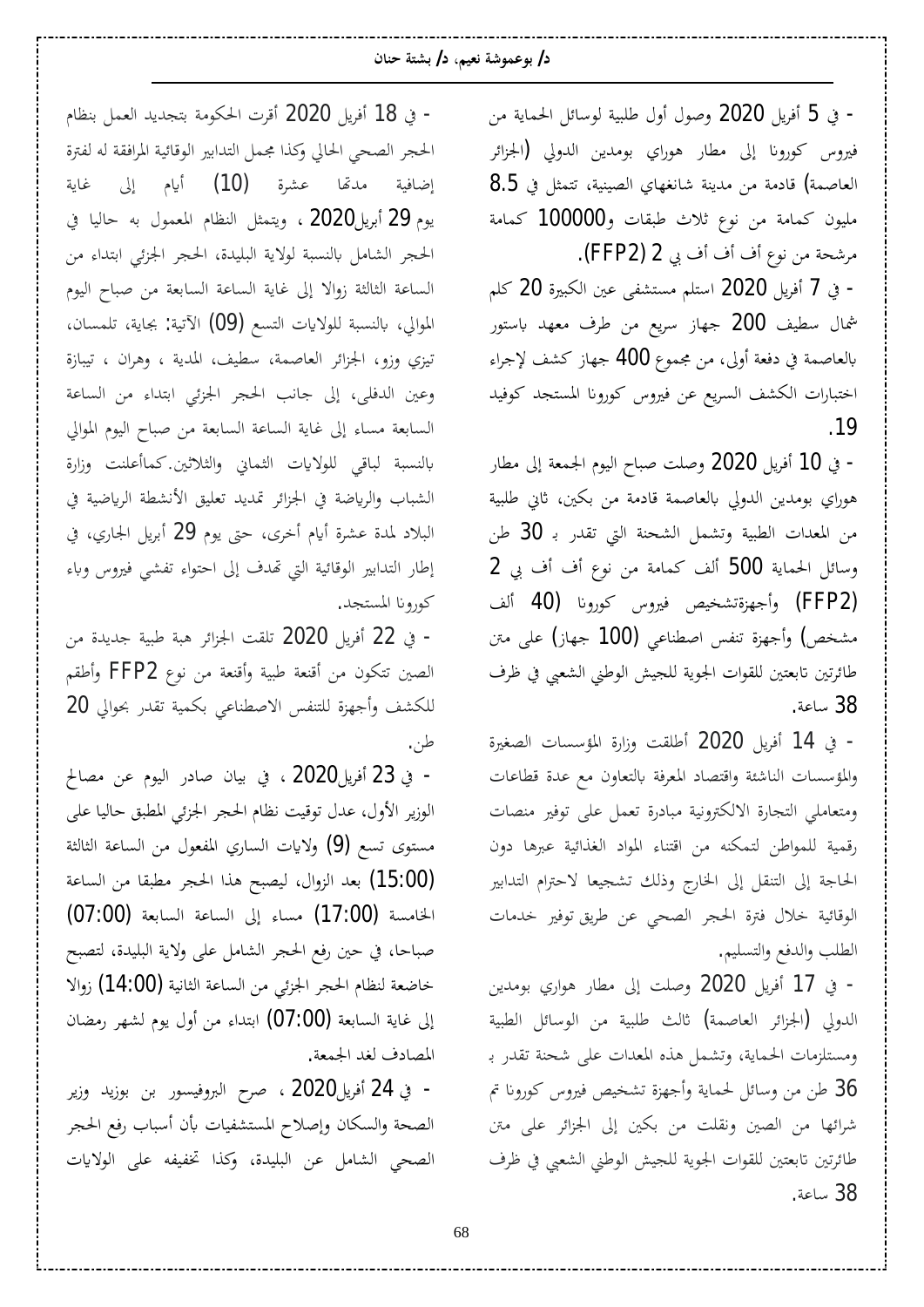- في 5 أفريل 2020 وصول أول طلبية لوسائل الحماية من فيروس كورونا إلى مطار هواري بومدين الدولي (الجزائر العاصمة) قادمة من مدينة شانغهاي الصينية، تتمثل في 8.5 مليون كمامة من نوع ثلاث طبقات و100000 كمامة مرشحة من نوع أف أف بي 2 (FFP2).

- في 7 أفريل 2020 استلم مستشفى عين الكبيرة 20 كلم شمال سطيف 200 جهاز سريع من طرف معهد باستور بالعاصمة في دفعة أولى، من مجموع 400 جهاز كشف لإجراء اختبارات الكشف السريع عن فيروس كورونا المستجد كوفيد 19.

- في 10 أفريل 2020 وصلت صباح اليوم الجمعة إلى مطار هواري بومدين الدولي بالعاصمة قادمة من بكين، ثاني طلبية من المعدات الطبية وتشمل الشحنة التي تقدر بـ 30 طن وسائل الحماية 500 ألف كمامة من نوع أف أف بي 2 (FFP2) وأجهزةتشخيص فيروس كورونا (40 ألف مشخص) وأجهزة تنفس اصطناعي (100 جهاز) على متن طائرتين تابعتين للقوات الجوية للجيش الوطني الشعبي في ظرف 38 ساعة.

- في 14 أفريل 2020 أطلقت وزارة المؤسسات الصغيرة والمؤسسات الناشئة واقتصاد المعرفة بالتعاون مع عدة قطاعات ومتعاملي التجارة الالكترونية مبادرة تعمل على توفير منصات رقمية للمواطن لتمكنه من اقتناء المواد الغذائية عبرها دون الحاجة إلى التنقل إلى الخارج وذلك تشجيعا لاحترام التدابير الوقائية خلال فترة الحجر الصحي عن طريق توفير خدمات الطلب والدفع والتسليم.

- في 17 أفريل 2020 وصلت إلى مطار هواري بومدين الدولي (الجزائر العاصمة) ثالث طلبية من الوسائل الطبية ومستلزمات الحماية، وتشمل هذه المعدات على شحنة تقدر بـ 36 طن من وسائل لحماية وأجهزة تشخيص فيروس كورونا تم شرائها من الصين ونقلت من بكين إلى الجزائر على متن طائرتين تابعتين للقوات الجوية للجيش الوطني الشعبي في ظرف 38 ساعة.

- في 18 أفريل 2020 أقرت الحكومة بتجديد العمل بنظام الحجر الصحي الحالي وكذا مجمل التدابير الوقائية المرافقة له لفترة إضافية مدتها عشرة (10) أيام إلى غاية يوم 29 أبريل2020 ، ويتمثل النظام المعمول به حاليا في الحجر الشامل بالنسبة لولاية البليدة، الحجر الجزئي ابتداء من الساعة الثالثة زوالا إلى غاية الساعة السابعة من صباح اليوم الموالي، بالنسبة للولايات التسع (09) الآتية: بجاية، تلمسان، تيزي وزو، الجزائر العاصمة، سطيف، المدية ، وهران ، تيبازة وعين الدفلى، إلى جانب الحجر الجزئي ابتداء من الساعة السابعة مساء إلى غاية الساعة السابعة من صباح اليوم الموالي بالنسبة لباقي للولايات الثماني والثلاثين.كماأعلنت وزارة الشباب والرياضة في الجزائر تمديد تعليق الأنشطة الرياضية في البلاد لمدة عشرة أيام أخرى، حتى يوم 29 أبريل الجاري، في إطار التدابير الوقائية التي تهدف إلى احتواء تفشي فيروس وباء كورونا المستجد.

- في 22 أفريل 2020 تلقت الجزائر هبة طبية جديدة من الصين تتكون من أقنعة طبية وأقنعة من نوع FFP2 وأطقم للكشف وأجهزة للتنفس الاصطناعي بكمية تقدر بحوالي 20 طن.

- في 23 أفريل2020 ، في بيان صادر اليوم عن مصالح الوزير الأول، عدل توقيت نظام الحجر الجزئي المطبق حاليا على مستوى تسع (9) ولايات الساري المفعول من الساعة الثالثة (15:00) بعد الزوال، ليصبح هذا الحجر مطبقا من الساعة الخامسة (17:00) مساء إلى الساعة السابعة (07:00) صباحا، في حين رفع الحجر الشامل على ولاية البليدة، لتصبح خاضعة لنظام الحجر الجزئي من الساعة الثانية (14:00) زوالا إلى غاية السابعة (07:00) ابتداء من أول يوم لشهر رمضان المصادف لغد الجمعة.

- في 24 أفريل2020 ، صرح البروفيسور بن بوزيد وزير الصحة والسكان وإصلاح المستشفيات بأن أسباب رفع الحجر الصحي الشامل عن البليدة، وكذا تخفيفه على الولايات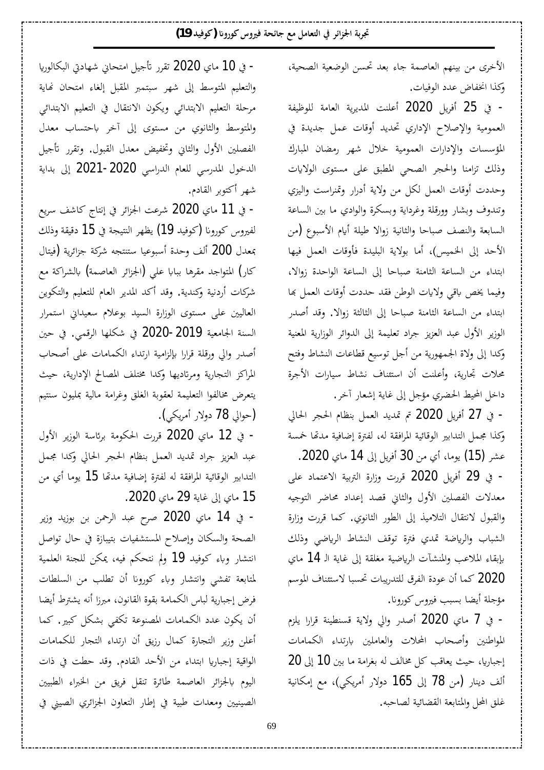الأخرى من بينهم العاصمة جاء بعد تحسن الوضعية الصحية، وكذا انخفاض عدد الوفيات.

- في 25 أفريل 2020 أعلنت المديرية العامة للوظيفة العمومية والإصلاح الإداري تحديد أوقات عمل جديدة في المؤسسات والإدارات العمومية خلال شهر رمضان المبارك وذلك تزامنا والحجر الصحي المطبق على مستوى الولايات وحددت أوقات العمل لكل من ولاية أدرار وتمنراست واليزي وتندوف وبشار وورقلة وغرداية وبسكرة والوادي ما بين الساعة السابعة والنصف صباحا والثانية زوالا طيلة أيام الأسبوع (من الأحد إلى الخميس)، أما بولاية البليدة فأوقات العمل فيها ابتداء من الساعة الثامنة صباحا إلى الساعة الواحدة زوالا، وفيما يخص باقي ولايات الوطن فقد حددت أوقات العمل بها ابتداء من الساعة الثامنة صباحا إلى الثالثة زوالا. وقد أصدر الوزير الأول عبد العزيز جراد تعليمة إلى الدوائر الوزارية المعنية وكذا إلى ولاة الجمهورية من أجل توسيع قطاعات النشاط وفتح محلات تجارية، وأعلنت أن استئناف نشاط سيارات الأجرة داخل المحيط الحضري مؤجل إلى غاية إشعار آخر.

- في 27 أفريل 2020 تم تمديد العمل بنظام الحجر الحالي وكذا مجمل التدابير الوقائية المرافقة له، لفترة إضافية مدتها خمسة عشر (15) يوما، أي من 30 أفريل إلى 14 ماي 2020.

- في 29 أفريل 2020 قررت وزارة التربية الاعتماد على معدلات الفصلين الأول والثاني قصد إعداد محاضر التوجيه والقبول لانتقال التلاميذ إلى الطور الثانوي. كما قررت وزارة الشباب والرياضة تمدي فترة توقف النشاط الرياضي وذلك بإبقاء الملاعب والمنشآت الرياضية مغلقة إلى غاية الـ 14 ماي 2020 كما أن عودة الفرق للتدريبات تحسبا لاستئناف الموسم مؤجلة أيضا بسبب فيروس كورونا.

- في 7 ماي 2020 أصدر والي ولاية قسنطينة قرارا يلزم المواطنين وأصحاب المحلات والعاملين بارتداء الكمامات إجباريا، حيث يعاقب كل مخالف له بغرامة ما بين 10 إلى 20 ألف دينار (من 78 إلى 165 دولار أمريكي)، مع إمكانية غلق المحل والمتابعة القضائية لصاحبه.

- في 10 ماي 2020 تقرر تأجيل امتحاني شهادتي البكالوريا والتعليم المتوسط إلى شهر سبتمبر المقبل إلغاء امتحان نهاية مرحلة التعليم الابتدائي ويكون الانتقال في التعليم الابتدائي والمتوسط والثانوي من مستوى إلى آخر باحتساب معدل الفصلين الأول والثاني وتخفيض معدل القبول. وتقرر تأجيل الدخول المدرسي للعام الدراسي 2020-2021 إلى بداية شهر أكتوبر القادم.

- في 11 ماي 2020 شرعت الجزائر في إنتاج كاشف سريع لفيروس كورونا (كوفيد 19) يظهر النتيجة في 15 دقيقة وذلك بمعدل 200 ألف وحدة أسبوعيا ستنتجه شركة جزائرية (فيتال كار) المتواجد مقرها بباب علي (الجزائر العاصمة) بالشراكة مع شركات أردنية وكندية. وقد أكد المدير العام للتعليم والتكوين العاليين على مستوى الوزارة السيد بوعلام سعيداني استمرار السنة الجامعية 2019-2020 في شكلها الرقمي. في حين أصدر والي ورقلة قرارا بإلزامية ارتداء الكمامات على أصحاب المراكز التجارية ومرتاديها وكذا مختلف المصالح الإدارية، حيث يتعرض مخالفوا التعليمة لعقوبة الغلق وغرامة مالية بمليون سنتيم (حوالي 78 دولار أمريكي).

- في 12 ماي 2020 قررت الحكومة برئاسة الوزير الأول عبد العزيز جراد تمديد العمل بنظام الحجر الحالي وكذا مجمل التدابير الوقائية المرافقة له لفترة إضافية مدتها 15 يوما أي من 15 ماي إلى غاية 29 ماي 2020.

- في 14 ماي 2020 صرح عبد الرحمن بن بوزيد وزير الصحة والسكان وإصلاح المستشفيات بتيبازة في حال تواصل انتشار وباء كوفيد 19 ولم نتحكم فيه، يمكن للجنة العلمية لمتابعة تفشي وانتشار وباء كورونا أن تطلب من السلطات فرض إجبارية لباس الكمامة بقوة القانون، مبرزا أنه يشترط أيضا أن يكون عدد الكمامات المصنوعة تكفي بشكل كبير. كما أعلن وزير التجارة كمال رزيق أن ارتداء التجار للكمامات الواقية إجباريا ابتداء من الأحد القادم. وقد حطت في ذات اليوم بالجزائر العاصمة طائرة تنقل فريق من الخبراء الطبيين الصينيين ومعدات طبية في إطار التعاون الجزائري الصيني في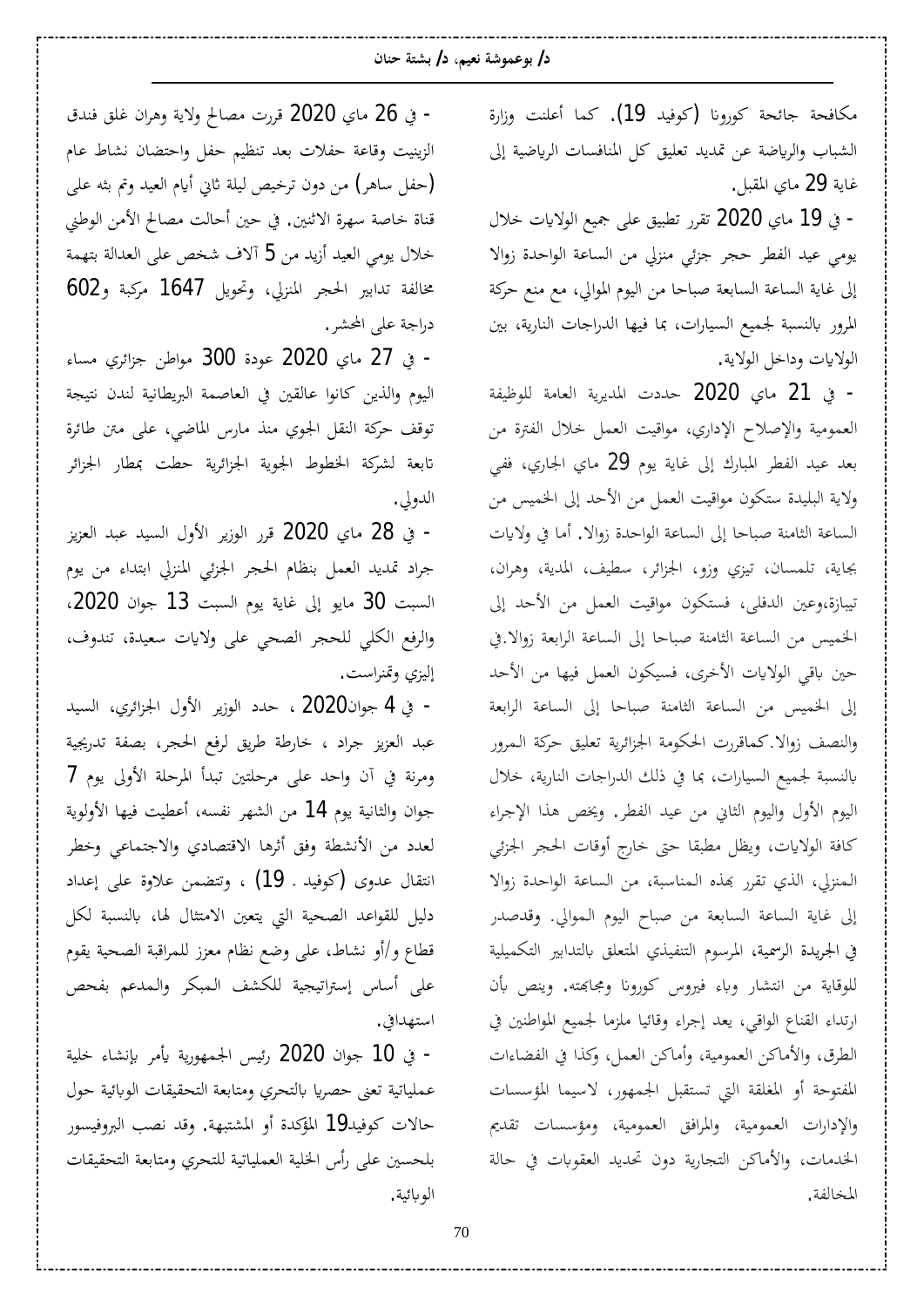مكافحة جائحة كورونا (كوفيد 19). كما أعلنت وزارة الشباب والرياضة عن تمديد تعليق كل المنافسات الرياضية إلى غاية 29 ماي المقبل.

- في 19 ماي 2020 تقرر تطبيق على جميع الولايات خلال يومي عيد الفطر حجر جزئي منزلي من الساعة الواحدة زوالا إلى غاية الساعة السابعة صباحا من اليوم الموالي، مع منع حركة المرور بالنسبة لجميع السيارات، بما فيها الدراجات النارية، بين الولايات وداخل الولاية.

- في 21 ماي 2020 حددت المديرية العامة للوظيفة العمومية والإصلاح الإداري، مواقيت العمل خلال الفترة من بعد عيد الفطر المبارك إلى غاية يوم 29 ماي الجاري، ففي ولاية البليدة ستكون مواقيت العمل من الأحد إلى الخميس من الساعة الثامنة صباحا إلى الساعة الواحدة زوالا. أما في ولايات بجاية، تلمسان، تيزي وزو، الجزائر، سطيف، المدية، وهران، تيبازة،وعين الدفلى، فستكون مواقيت العمل من الأحد إلى الخميس من الساعة الثامنة صباحا إلى الساعة الرابعة زوالا.في حين باقي الولايات الأخرى، فسيكون العمل فيها من الأحد إلى الخميس من الساعة الثامنة صباحا إلى الساعة الرابعة والنصف زوالا.كماقررت الحكومة الجزائرية تعليق حركة المرور بالنسبة لجميع السيارات، بما في ذلك الدراجات النارية، خلال اليوم الأول واليوم الثاني من عيد الفطر. ويخص هذا الإجراء كافة الولايات، ويظل مطبقا حتى خارج أوقات الحجر الجزئي المنزلي، الذي تقرر بهذه المناسبة، من الساعة الواحدة زوالا إلى غاية الساعة السابعة من صباح اليوم الموالي. وقدصدر في الجريدة الرسمية، المرسوم التنفيذي المتعلق بالتدابير التكميلية للوقاية من انتشار وباء فيروس كورونا ومجابهته. وينص بأن ارتداء القناع الواقي، يعد إجراء وقائيا ملزما لجميع المواطنين في الطرق، والأماكن العمومية، وأماكن العمل، وكذا في الفضاءات المفتوحة أو المغلقة التي تستقبل الجمهور، لاسيما المؤسسات والإدارات العمومية، والمرافق العمومية، ومؤسسات تقديم الخدمات، والأماكن التجارية دون تحديد العقوبات في حالة المخالفة.

- في 26 ماي 2020 قررت مصالح ولاية وهران غلق فندق الزينيت وقاعة حفلات بعد تنظيم حفل واحتضان نشاط عام (حفل ساهر) من دون ترخيص ليلة ثاني أيام العيد وتم بثه على قناة خاصة سهرة الاثنين. في حين أحالت مصالح الأمن الوطني خلال يومي العيد أزيد من 5 آلاف شخص على العدالة بتهمة مخالفة تدابير الحجر المنزلي، وتحويل 1647 مركبة و602 دراجة على المحشر.

- في 27 ماي 2020 عودة 300 مواطن جزائري مساء اليوم والذين كانوا عالقين في العاصمة البريطانية لندن نتيجة توقف حركة النقل الجوي منذ مارس الماضي، على متن طائرة تابعة لشركة الخطوط الجوية الجزائرية حطت بمطار الجزائر الدولي.

- في 28 ماي 2020 قرر الوزير الأول السيد عبد العزيز جراد تمديد العمل بنظام الحجر الجزئي المنزلي ابتداء من يوم السبت 30 مايو إلى غاية يوم السبت 13 جوان 2020، والرفع الكلي للحجر الصحي على ولايات سعيدة، تندوف، إليزي وتمنراست.

- في 4 جوان2020 ، حدد الوزير الأول الجزائري، السيد عبد العزيز جراد ، خارطة طريق لرفع الحجر، بصفة تدريجية ومرنة في آن واحد على مرحلتين تبدأ المرحلة الأولى يوم 7 جوان والثانية يوم 14 من الشهر نفسه، أعطيت فيها الأولوية لعدد من الأنشطة وفق أثرها الاقتصادي والاجتماعي وخطر انتقال عدوى (كوفيد ـ 19) ، وتتضمن علاوة على إعداد دليل للقواعد الصحية التي يتعين الامتثال لها، بالنسبة لكل قطاع و/أو نشاط، على وضع نظام معزز للمراقبة الصحية يقوم على أساس إستراتيجية للكشف المبكر والمدعم بفحص استهدافي.

- في 10 جوان 2020 رئيس الجمهورية يأمر بإنشاء خلية عملياتية تعنى حصريا بالتحري ومتابعة التحقيقات الوبائية حول حالات كوفيد19 المؤكدة أو المشتبهة. وقد نصب البروفيسور بلحسين على رأس الخلية العملياتية للتحري ومتابعة التحقيقات الوبائية.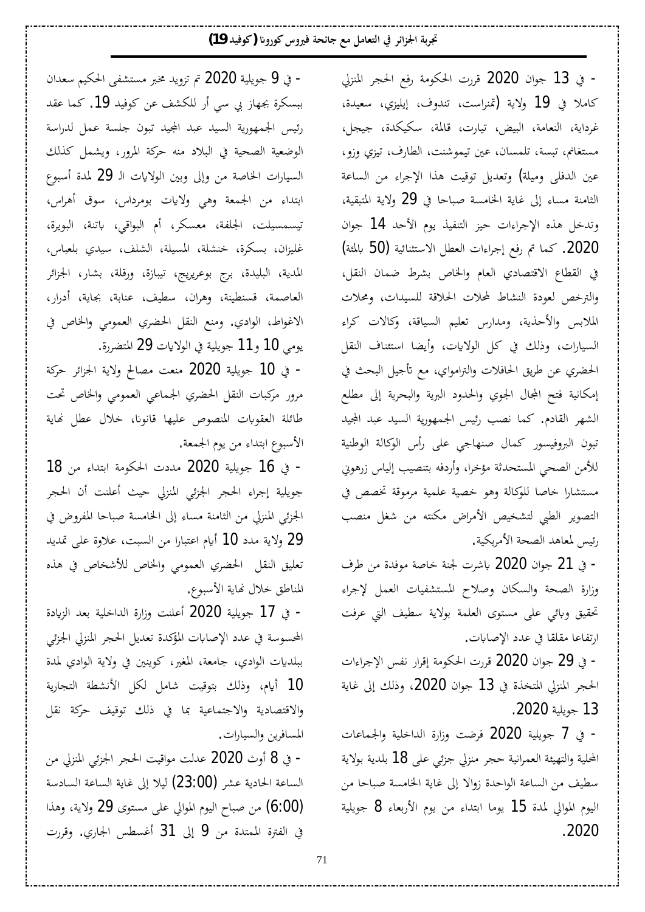- في 13 جوان 2020 قررت الحكومة رفع الحجر المنزلي كاملا في 19 ولاية (تمنراست، تندوف، إيليزي، سعيدة، غرداية، النعامة، البيض، تيارت، قالمة، سكيكدة، جيجل، مستغانم، تبسة، تلمسان، عين تيموشنت، الطارف، تيزي وزو، عين الدفلى وميلة) وتعديل توقيت هذا الإجراء من الساعة الثامنة مساء إلى غاية الخامسة صباحا في 29 ولاية المتبقية، وتدخل هذه الإجراءات حيز التنفيذ يوم الأحد 14 جوان 2020. كما تم رفع إجراءات العطل الاستثنائية (50 بالمئة) في القطاع الاقتصادي العام والخاص بشرط ضمان النقل، والترخص لعودة النشاط لمحلات الحلاقة للسيدات، ومحلات الملابس والأحذية، ومدارس تعليم السياقة، وكالات كراء السيارات، وذلك في كل الولايات، وأيضا استئناف النقل الحضري عن طريق الحافلات والترامواي، مع تأجيل البحث في إمكانية فتح المجال الجوي والحدود البرية والبحرية إلى مطلع الشهر القادم. كما نصب رئيس الجمهورية السيد عبد المجيد تبون البروفيسور كمال صنهاجي على رأس الوكالة الوطنية للأمن الصحي المستحدثة مؤخرا، وأردفه بتنصيب إلياس زرهوني مستشارا خاصا للوكالة وهو خصية علمية مرموقة تخصص في التصوير الطبي لتشخيص الأمراض مكنته من شغل منصب رئيس لمعاهد الصحة الأمريكية.

- في 21 جوان 2020 باشرت لجنة خاصة موفدة من طرف وزارة الصحة والسكان وصلاح المستشفيات العمل لإجراء تحقيق وبائي على مستوى العلمة بولاية سطيف التي عرفت ارتفاعا مقلقا في عدد الإصابات.

- في 29 جوان 2020 قررت الحكومة إقرار نفس الإجراءات الحجر المنزلي المتخذة في 13 جوان 2020، وذلك إلى غاية 13 جويلية 2020.

- في 7 جويلية 2020 فرضت وزارة الداخلية والجماعات المحلية والتهيئة العمرانية حجر منزلي جزئي على 18 بلدية بولاية سطيف من الساعة الواحدة زوالا إلى غاية الخامسة صباحا من اليوم الموالي لمدة 15 يوما ابتداء من يوم الأربعاء 8 جويلية 2020.

- في 9 جويلية 2020 تم تزويد مخبر مستشفى الحكيم سعدان ببسكرة بجهاز بي سي أر للكشف عن كوفيد 19. كما عقد رئيس الجمهورية السيد عبد المجيد تبون جلسة عمل لدراسة الوضعية الصحية في البلاد منه حركة المرور، ويشمل كذلك السيارات الخاصة من وإلى وبين الولايات الـ 29 لمدة أسبوع ابتداء من الجمعة وهي ولايات بومرداس، سوق أهراس، تيسمسيلت، الجلفة، معسكر، أم البواقي، باتنة، البويرة، غليزان، بسكرة، خنشلة، المسيلة، الشلف، سيدي بلعباس، المدية، البليدة، برج بوعريريج، تيبازة، ورقلة، بشار، الجزائر العاصمة، قسنطينة، وهران، سطيف، عنابة، بجاية، أدرار، الاغواط، الوادي. ومنع النقل الحضري العمومي والخاص في يومي 10 و11 جويلية في الولايات 29 المتضررة.

- في 10 جويلية 2020 منعت مصالح ولاية الجزائر حركة مرور مركبات النقل الحضري الجماعي العمومي والخاص تحت طائلة العقوبات المنصوص عليها قانونا، خلال عطل نهاية الأسبوع ابتداء من يوم الجمعة.

- في 16 جويلية 2020 مددت الحكومة ابتداء من 18 جويلية إجراء الحجر الجزئي المنزلي حيث أعلنت أن الحجر الجزئي المنزلي من الثامنة مساء إلى الخامسة صباحا المفروض في 29 ولاية مدد 10 أيام اعتبارا من السبت، علاوة على تمديد تعليق النقل الحضري العمومي والخاص للأشخاص في هذه المناطق خلال نهاية الأسبوع.

- في 17 جويلية 2020 أعلنت وزارة الداخلية بعد الزيادة المحسوسة في عدد الإصابات المؤكدة تعديل الحجر المنزلي الجزئي ببلديات الوادي، جامعة، المغير، كوينين في ولاية الوادي لمدة 10 أيام، وذلك بتوقيت شامل لكل الأنشطة التجارية والاقتصادية والاجتماعية بما في ذلك توقيف حركة نقل المسافرين والسيارات.

- في 8 أوث 2020 عدلت مواقيت الحجر الجزئي المنزلي من الساعة الحادية عشر (23:00) ليلا إلى غاية الساعة السادسة (6:00) من صباح اليوم الموالي على مستوى 29 ولاية، وهذا في الفترة الممتدة من 9 إلى 31 أغسطس الجاري. وقررت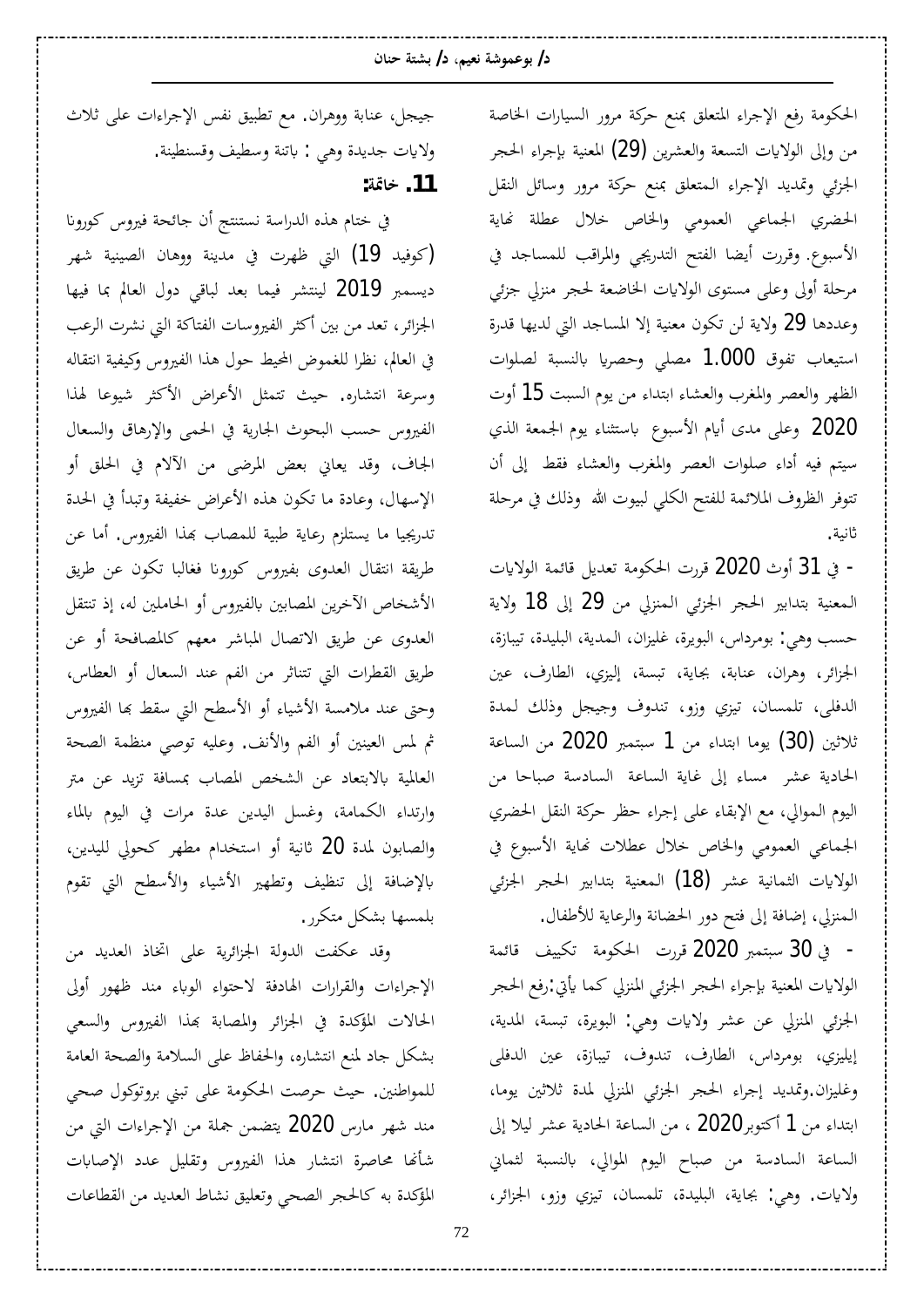الحكومة رفع الإجراء المتعلق بمنع حركة مرور السيارات الخاصة من وإلى الولايات التسعة والعشرين (29) المعنية بإجراء الحجر الجزئي وتمديد الإجراء المتعلق بمنع حركة مرور وسائل النقل الحضري الجماعي العمومي والخاص خلال عطلة نهاية الأسبوع. وقررت أيضا الفتح التدريجي والمراقب للمساجد في مرحلة أولى وعلى مستوى الولايات الخاضعة لحجر منزلي جزئي وعددها 29 ولاية لن تكون معنية إلا المساجد التي لديها قدرة استيعاب تفوق 1.000 مصلي وحصريا بالنسبة لصلوات الظهر والعصر والمغرب والعشاء ابتداء من يوم السبت 15 أوت 2020 وعلى مدى أيام الأسبوع باستثناء يوم الجمعة الذي سيتم فيه أداء صلوات العصر والمغرب والعشاء فقط إلى أن تتوفر الظروف الملائمة للفتح الكلي لبيوت الله وذلك في مرحلة ثانية.

- في 31 أوث 2020 قررت الحكومة تعديل قائمة الولايات المعنية بتدابير الحجر الجزئي المنزلي من 29 إلى 18 ولاية حسب وهي: بومرداس، البويرة، غليزان، المدية، البليدة، تيبازة، الجزائر، وهران، عنابة، بجاية، تبسة، إليزي، الطارف، عين الدفلى، تلمسان، تيزي وزو، تندوف وجيجل وذلك لمدة ثلاثين (30) يوما ابتداء من 1 سبتمبر 2020 من الساعة الحادية عشر مساء إلى غاية الساعة السادسة صباحا من اليوم الموالي، مع الإبقاء على إجراء حظر حركة النقل الحضري الجماعي العمومي والخاص خلال عطلات نهاية الأسبوع في الولايات الثمانية عشر (18) المعنية بتدابير الحجر الجزئي المنزلي، إضافة إلى فتح دور الحضانة والرعاية للأطفال.

- في 30 سبتمبر 2020 قررت الحكومة تكييف قائمة الولايات المعنية بإجراء الحجر الجزئي المنزلي كما يأتي:رفع الحجر الجزئي المنزلي عن عشر ولايات وهي: البويرة، تبسة، المدية، إيليزي، بومرداس، الطارف، تندوف، تيبازة، عين الدفلى وغليزان.وتمديد إجراء الحجر الجزئي المنزلي لمدة ثلاثين يوما، ابتداء من 1 أكتوبر2020 ، من الساعة الحادية عشر ليلا إلى الساعة السادسة من صباح اليوم الموالي، بالنسبة لثماني ولايات. وهي: بجاية، البليدة، تلمسان، تيزي وزو، الجزائر، جيجل، عنابة ووهران. مع تطبيق نفس الإجراءات على ثلاث ولايات جديدة وهي : باتنة وسطيف وقسنطينة.

## 11. خاتمة:

في ختام هذه الدراسة نستنتج أن جائحة فيروس كورونا (كوفيد 19) التي ظهرت في مدينة ووهان الصينية شهر ديسمبر 2019 لينتشر فيما بعد لباقي دول العالم بما فيها الجزائر، تعد من بين أكثر الفيروسات الفتاكة التي نشرت الرعب في العالم، نظرا للغموض المحيط حول هذا الفيروس وكيفية انتقاله وسرعة انتشاره. حيث تتمثل الأعراض الأكثر شيوعا لهذا الفيروس حسب البحوث الجارية في الحمى والإرهاق والسعال الجاف، وقد يعاني بعض المرضى من الآلام في الحلق أو الإسهال، وعادة ما تكون هذه الأعراض خفيفة وتبدأ في الحدة تدريجيا ما يستلزم رعاية طبية للمصاب بهذا الفيروس. أما عن طريقة انتقال العدوى بفيروس كورونا فغالبا تكون عن طريق الأشخاص الآخرين المصابين بالفيروس أو الحاملين له، إذ تنتقل العدوى عن طريق الاتصال المباشر معهم كالمصافحة أو عن طريق القطرات التي تتناثر من الفم عند السعال أو العطاس، وحتى عند ملامسة الأشياء أو الأسطح التي سقط بها الفيروس ثم لمس العينين أو الفم والأنف. وعليه توصي منظمة الصحة العالمية بالابتعاد عن الشخص المصاب بمسافة تزيد عن متر وارتداء الكمامة، وغسل اليدين عدة مرات في اليوم بالماء والصابون لمدة 20 ثانية أو استخدام مطهر كحولي لليدين، بالإضافة إلى تنظيف وتطهير الأشياء والأسطح التي تقوم بلمسها بشكل متكرر.

وقد عكفت الدولة الجزائرية على اتخاذ العديد من الإجراءات والقرارات الهادفة لاحتواء الوباء منذ ظهور أولى الحالات المؤكدة في الجزائر والمصابة بهذا الفيروس والسعي بشكل جاد لمنع انتشاره، والحفاظ على السلامة والصحة العامة للمواطنين. حيث حرصت الحكومة على تبني بروتوكول صحي منذ شهر مارس 2020 يتضمن جملة من الإجراءات التي من شأنها محاصرة انتشار هذا الفيروس وتقليل عدد الإصابات المؤكدة به كالحجر الصحي وتعليق نشاط العديد من القطاعات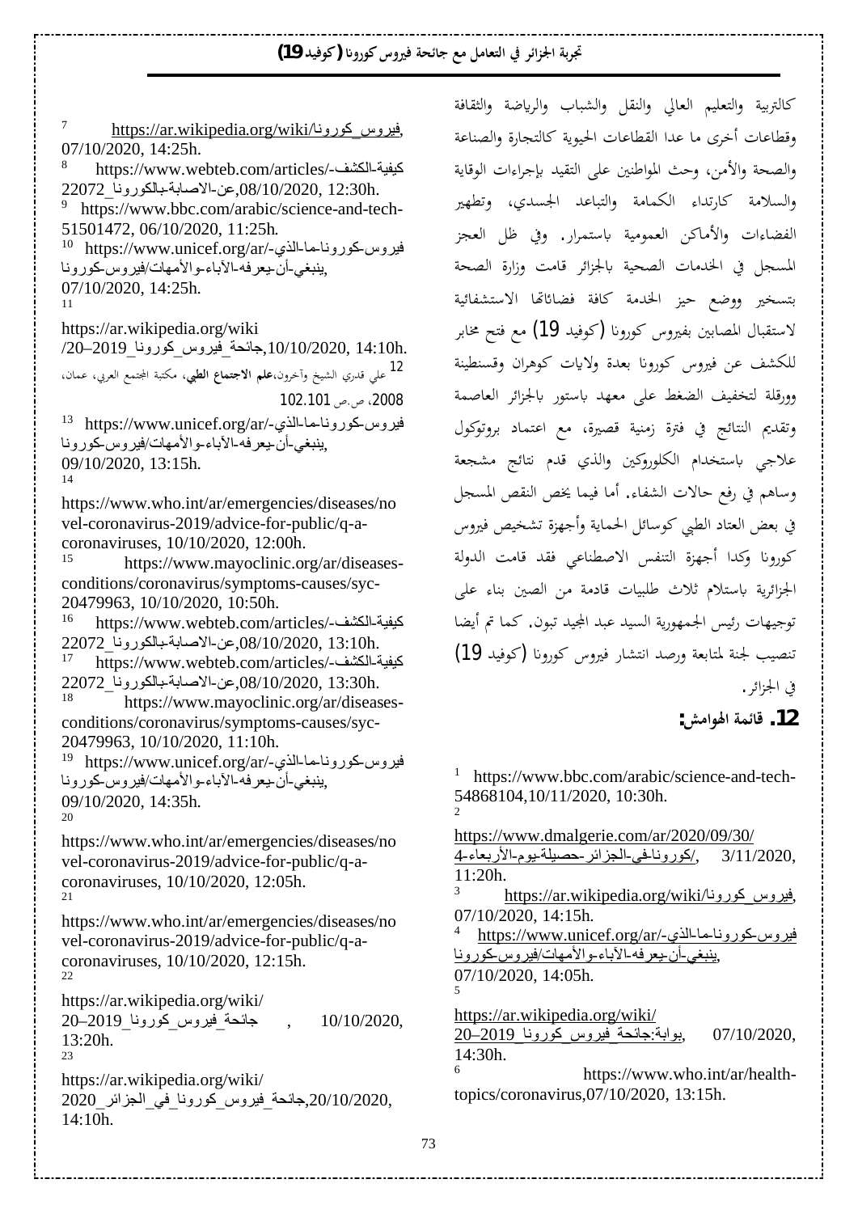كالتربية والتعليم العالي والنقل والشباب والرياضة والثقافة وقطاعات أخرى ما عدا القطاعات الحيوية كالتجارة والصناعة والصحة والأمن، وحث المواطنين على التقيد بإجراءات الوقاية والسلامة كارتداء الكمامة والتباعد الجسدي، وتطهير الفضاءات والأماكن العمومية باستمرار. وفي ظل العجز المسجل في الخدمات الصحية بالجزائر قامت وزارة الصحة بتسخير ووضع حيز الخدمة كافة فضائاتها الاستشفائية لاستقبال المصابين بفيروس كورونا (كوفيد 19) مع فتح مخابر للكشف عن فيروس كورونا بعدة ولايات كوهران وقسنطينة وورقلة لتخفيف الضغط على معهد باستور بالجزائر العاصمة وتقديم النتائج في فترة زمنية قصيرة، مع اعتماد بروتوكول علاجي باستخدام الكلوروكين والذي قدم نتائج مشجعة وساهم في رفع حالات الشفاء. أما فيما يخص النقص المسجل في بعض العتاد الطبي كوسائل الحماية وأجهزة تشخيص فيروس كورونا وكذا أجهزة التنفس الاصطناعي فقد قامت الدولة الجزائرية باستلام ثلاث طلبيات قادمة من الصين بناء على توجيهات رئيس الجمهورية السيد عبد المجيد تبون. كما تم أيضا تنصيب لجنة لمتابعة ورصد انتشار فيروس كورونا (كوفيد 19) في الجزائر.

## 12. قائمة الهوامش:

[1] https://www.bbc.com/arabic/science-and-tech-54868104,10/11/2020, 10:30h.

[2] https://www.dmalgerie.com/ar/2020/09/30/كورونا-في-الجزائر-حصيلة-يوم-الأربعاء-4/, 3/11/2020, 11:20h.

[3] https://ar.wikipedia.org/wiki/فيروس_كورونا, 07/10/2020, 14:15h.

[4] https://www.unicef.org/ar/فيروس-كورونا-ما-الذي-ينبغي-أن-يعرفه-الآباء-والأمهات/فيروس-كورونا, 07/10/2020, 14:05h.

[5] https://ar.wikipedia.org/wiki/بوابة:جائحة_فيروس_كورونا_2019–20, 07/10/2020, 14:30h.

[6] https://www.who.int/ar/health-topics/coronavirus,07/10/2020, 13:15h.

[7] https://ar.wikipedia.org/wiki/فيروس_كورونا, 07/10/2020, 14:25h.

[8] https://www.webteb.com/articles/كيفية-الكشف-عن-الاصابة-بالكورونا_22072,08/10/2020, 12:30h.

[9] https://www.bbc.com/arabic/science-and-tech-51501472, 06/10/2020, 11:25h.

[10] https://www.unicef.org/ar/فيروس-كورونا-ما-الذي-ينبغي-أن-يعرفه-الآباء-والأمهات/فيروس-كورونا, 07/10/2020, 14:25h.

[11] https://ar.wikipedia.org/wiki/جائحة_فيروس_كورونا_2019–20,10/10/2020, 14:10h.

[12] علي قدري الشيخ وآخرون،**علم الاجتماع الطبي**، مكتبة المجتمع العربي، عمان، 2008، ص.ص 102.101

[13] https://www.unicef.org/ar/فيروس-كورونا-ما-الذي-ينبغي-أن-يعرفه-الآباء-والأمهات/فيروس-كورونا, 09/10/2020, 13:15h.

[14] https://www.who.int/ar/emergencies/diseases/novel-coronavirus-2019/advice-for-public/q-a-coronaviruses, 10/10/2020, 12:00h.

[15] https://www.mayoclinic.org/ar/diseases-conditions/coronavirus/symptoms-causes/syc-20479963, 10/10/2020, 10:50h.

[16] https://www.webteb.com/articles/كيفية-الكشف-عن-الاصابة-بالكورونا_22072,08/10/2020, 13:10h.

[17] https://www.webteb.com/articles/كيفية-الكشف-عن-الاصابة-بالكورونا_22072,08/10/2020, 13:30h.

[18] https://www.mayoclinic.org/ar/diseases-conditions/coronavirus/symptoms-causes/syc-20479963, 10/10/2020, 11:10h.

[19] https://www.unicef.org/ar/فيروس-كورونا-ما-الذي-ينبغي-أن-يعرفه-الآباء-والأمهات/فيروس-كورونا, 09/10/2020, 14:35h.

[20] https://www.who.int/ar/emergencies/diseases/novel-coronavirus-2019/advice-for-public/q-a-coronaviruses, 10/10/2020, 12:05h.

[21] https://www.who.int/ar/emergencies/diseases/novel-coronavirus-2019/advice-for-public/q-a-coronaviruses, 10/10/2020, 12:15h.

[22] https://ar.wikipedia.org/wiki/جائحة_فيروس_كورونا_2019–20, 10/10/2020, 13:20h.

[23] https://ar.wikipedia.org/wiki/جائحة_فيروس_كورونا_في_الجزائر_2020,20/10/2020, 14:10h.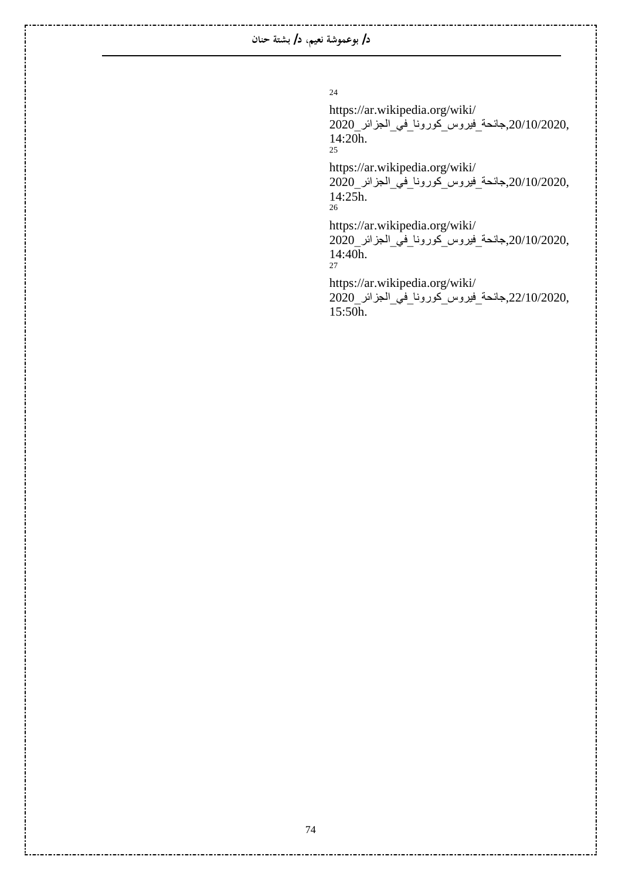24 https://ar.wikipedia.org/wiki/جائحة_فيروس_كورونا_في_الجزائر_2020,20/10/2020, 14:20h.

25 https://ar.wikipedia.org/wiki/جائحة_فيروس_كورونا_في_الجزائر_2020,20/10/2020, 14:25h.

26 https://ar.wikipedia.org/wiki/جائحة_فيروس_كورونا_في_الجزائر_2020,20/10/2020, 14:40h.

27 https://ar.wikipedia.org/wiki/جائحة_فيروس_كورونا_في_الجزائر_2020,22/10/2020, 15:50h.